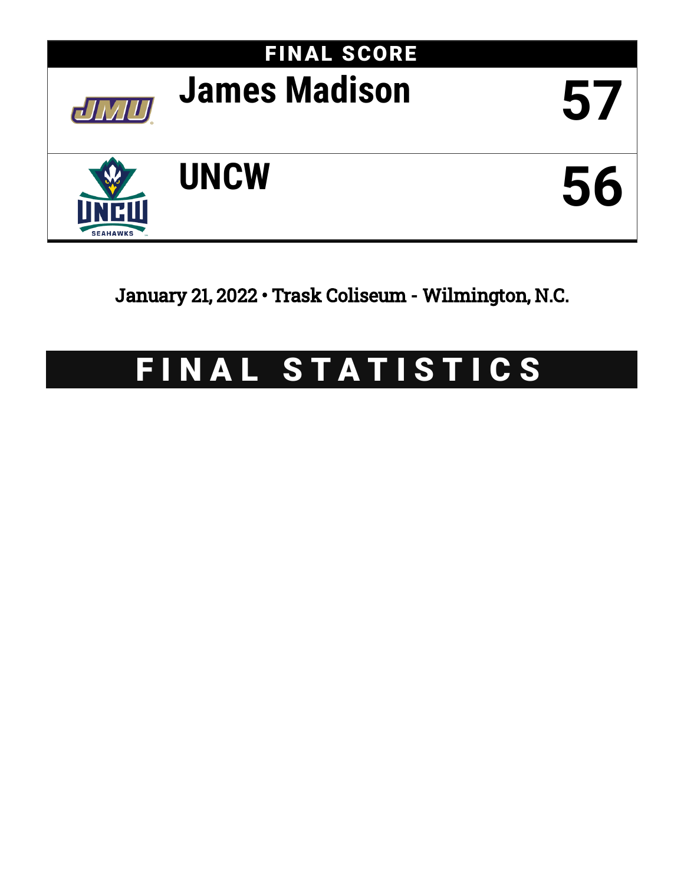## FINAL SCORE

| | Team | Score |
|---|---|---|
| | James Madison | 57 |
| | UNCW | 56 |

January 21, 2022 • Trask Coliseum - Wilmington, N.C.

# FINAL STATISTICS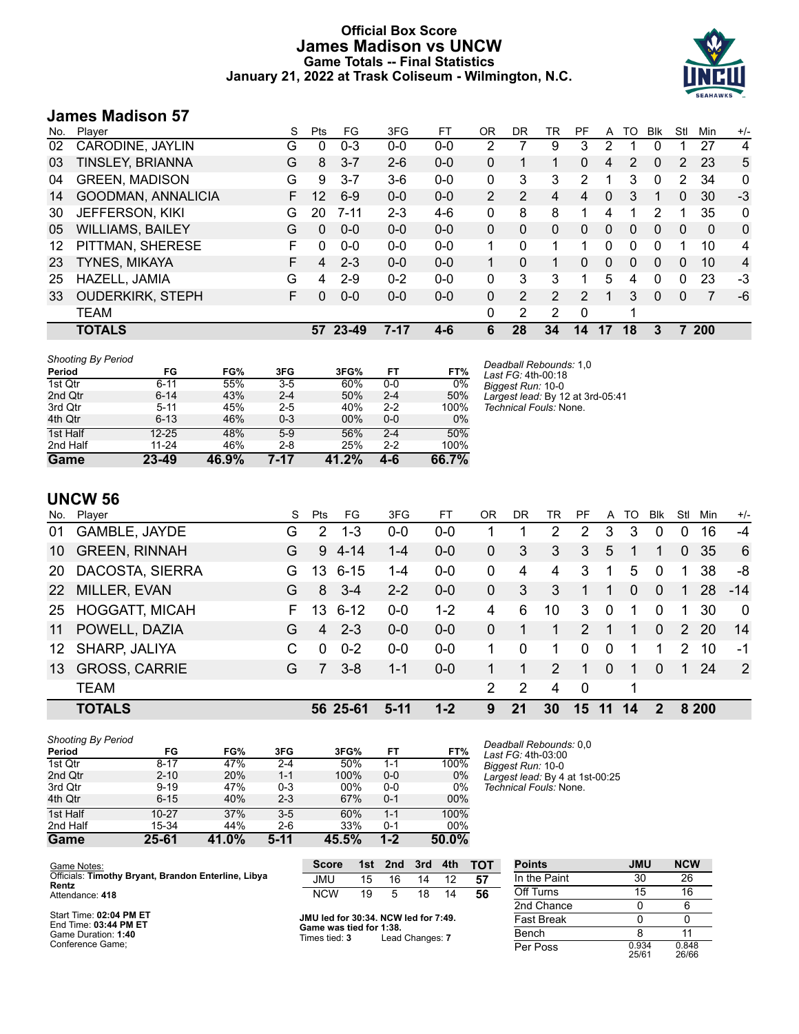# Official Box Score
## James Madison vs UNCW
### Game Totals -- Final Statistics
### January 21, 2022 at Trask Coliseum - Wilmington, N.C.

## James Madison 57

| No. | Player | S | Pts | FG | 3FG | FT | OR | DR | TR | PF | A | TO | Blk | Stl | Min | +/- |
|---|---|---|---|---|---|---|---|---|---|---|---|---|---|---|---|---|
| 02 | CARODINE, JAYLIN | G | 0 | 0-3 | 0-0 | 0-0 | 2 | 7 | 9 | 3 | 2 | 1 | 0 | 1 | 27 | 4 |
| 03 | TINSLEY, BRIANNA | G | 8 | 3-7 | 2-6 | 0-0 | 0 | 1 | 1 | 0 | 4 | 2 | 0 | 2 | 23 | 5 |
| 04 | GREEN, MADISON | G | 9 | 3-7 | 3-6 | 0-0 | 0 | 3 | 3 | 2 | 1 | 3 | 0 | 2 | 34 | 0 |
| 14 | GOODMAN, ANNALICIA | F | 12 | 6-9 | 0-0 | 0-0 | 2 | 2 | 4 | 4 | 0 | 3 | 1 | 0 | 30 | -3 |
| 30 | JEFFERSON, KIKI | G | 20 | 7-11 | 2-3 | 4-6 | 0 | 8 | 8 | 1 | 4 | 1 | 2 | 1 | 35 | 0 |
| 05 | WILLIAMS, BAILEY | G | 0 | 0-0 | 0-0 | 0-0 | 0 | 0 | 0 | 0 | 0 | 0 | 0 | 0 | 0 | 0 |
| 12 | PITTMAN, SHERESE | F | 0 | 0-0 | 0-0 | 0-0 | 1 | 0 | 1 | 1 | 0 | 0 | 0 | 1 | 10 | 4 |
| 23 | TYNES, MIKAYA | F | 4 | 2-3 | 0-0 | 0-0 | 1 | 0 | 1 | 0 | 0 | 0 | 0 | 0 | 10 | 4 |
| 25 | HAZELL, JAMIA | G | 4 | 2-9 | 0-2 | 0-0 | 0 | 3 | 3 | 1 | 5 | 4 | 0 | 0 | 23 | -3 |
| 33 | OUDERKIRK, STEPH | F | 0 | 0-0 | 0-0 | 0-0 | 0 | 2 | 2 | 2 | 1 | 3 | 0 | 0 | 7 | -6 |
| | TEAM | | | | | | 0 | 2 | 2 | 0 | | 1 | | | | |
| | **TOTALS** | | **57** | **23-49** | **7-17** | **4-6** | **6** | **28** | **34** | **14** | **17** | **18** | **3** | **7** | **200** | |

*Shooting By Period*

| Period | FG | FG% | 3FG | 3FG% | FT | FT% |
|---|---|---|---|---|---|---|
| 1st Qtr | 6-11 | 55% | 3-5 | 60% | 0-0 | 0% |
| 2nd Qtr | 6-14 | 43% | 2-4 | 50% | 2-4 | 50% |
| 3rd Qtr | 5-11 | 45% | 2-5 | 40% | 2-2 | 100% |
| 4th Qtr | 6-13 | 46% | 0-3 | 00% | 0-0 | 0% |
| 1st Half | 12-25 | 48% | 5-9 | 56% | 2-4 | 50% |
| 2nd Half | 11-24 | 46% | 2-8 | 25% | 2-2 | 100% |
| **Game** | **23-49** | **46.9%** | **7-17** | **41.2%** | **4-6** | **66.7%** |

*Deadball Rebounds:* 1,0
*Last FG:* 4th-00:18
*Biggest Run:* 10-0
*Largest lead:* By 12 at 3rd-05:41
*Technical Fouls:* None.

## UNCW 56

| No. | Player | S | Pts | FG | 3FG | FT | OR | DR | TR | PF | A | TO | Blk | Stl | Min | +/- |
|---|---|---|---|---|---|---|---|---|---|---|---|---|---|---|---|---|
| 01 | GAMBLE, JAYDE | G | 2 | 1-3 | 0-0 | 0-0 | 1 | 1 | 2 | 2 | 3 | 3 | 0 | 0 | 16 | -4 |
| 10 | GREEN, RINNAH | G | 9 | 4-14 | 1-4 | 0-0 | 0 | 3 | 3 | 3 | 5 | 1 | 1 | 0 | 35 | 6 |
| 20 | DACOSTA, SIERRA | G | 13 | 6-15 | 1-4 | 0-0 | 0 | 4 | 4 | 3 | 1 | 5 | 0 | 1 | 38 | -8 |
| 22 | MILLER, EVAN | G | 8 | 3-4 | 2-2 | 0-0 | 0 | 3 | 3 | 1 | 1 | 0 | 0 | 1 | 28 | -14 |
| 25 | HOGGATT, MICAH | F | 13 | 6-12 | 0-0 | 1-2 | 4 | 6 | 10 | 3 | 0 | 1 | 0 | 1 | 30 | 0 |
| 11 | POWELL, DAZIA | G | 4 | 2-3 | 0-0 | 0-0 | 0 | 1 | 1 | 2 | 1 | 1 | 0 | 2 | 20 | 14 |
| 12 | SHARP, JALIYA | C | 0 | 0-2 | 0-0 | 0-0 | 1 | 0 | 1 | 0 | 0 | 1 | 1 | 2 | 10 | -1 |
| 13 | GROSS, CARRIE | G | 7 | 3-8 | 1-1 | 0-0 | 1 | 1 | 2 | 1 | 0 | 1 | 0 | 1 | 24 | 2 |
| | TEAM | | | | | | 2 | 2 | 4 | 0 | | 1 | | | | |
| | **TOTALS** | | **56** | **25-61** | **5-11** | **1-2** | **9** | **21** | **30** | **15** | **11** | **14** | **2** | **8** | **200** | |

*Shooting By Period*

| Period | FG | FG% | 3FG | 3FG% | FT | FT% |
|---|---|---|---|---|---|---|
| 1st Qtr | 8-17 | 47% | 2-4 | 50% | 1-1 | 100% |
| 2nd Qtr | 2-10 | 20% | 1-1 | 100% | 0-0 | 0% |
| 3rd Qtr | 9-19 | 47% | 0-3 | 00% | 0-0 | 0% |
| 4th Qtr | 6-15 | 40% | 2-3 | 67% | 0-1 | 00% |
| 1st Half | 10-27 | 37% | 3-5 | 60% | 1-1 | 100% |
| 2nd Half | 15-34 | 44% | 2-6 | 33% | 0-1 | 00% |
| **Game** | **25-61** | **41.0%** | **5-11** | **45.5%** | **1-2** | **50.0%** |

*Deadball Rebounds:* 0,0
*Last FG:* 4th-03:00
*Biggest Run:* 10-0
*Largest lead:* By 4 at 1st-00:25
*Technical Fouls:* None.

Game Notes:
Officials: **Timothy Bryant, Brandon Enterline, Libya Rentz**
Attendance: **418**

Start Time: **02:04 PM ET**
End Time: **03:44 PM ET**
Game Duration: **1:40**
Conference Game;

| Score | 1st | 2nd | 3rd | 4th | TOT |
|---|---|---|---|---|---|
| JMU | 15 | 16 | 14 | 12 | **57** |
| NCW | 19 | 5 | 18 | 14 | **56** |

**JMU led for 30:34. NCW led for 7:49.**
**Game was tied for 1:38.**
Times tied: **3** Lead Changes: **7**

| Points | JMU | NCW |
|---|---|---|
| In the Paint | 30 | 26 |
| Off Turns | 15 | 16 |
| 2nd Chance | 0 | 6 |
| Fast Break | 0 | 0 |
| Bench | 8 | 11 |
| Per Poss | 0.934 25/61 | 0.848 26/66 |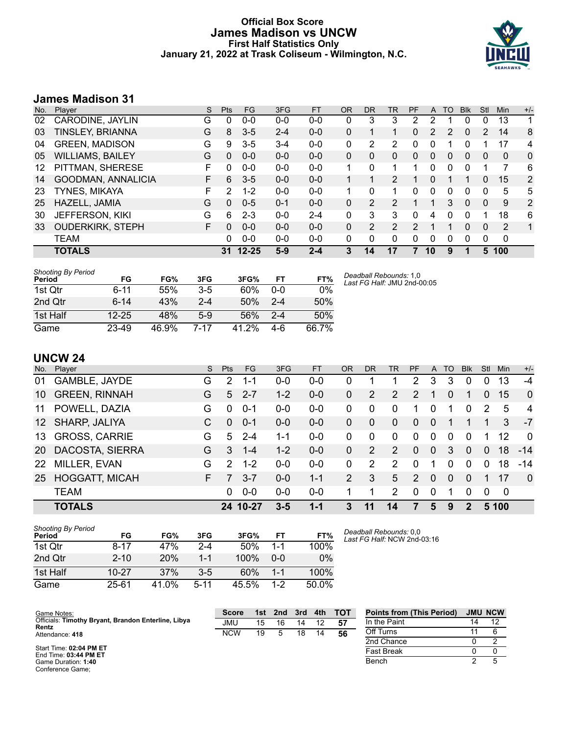# Official Box Score
## James Madison vs UNCW
### First Half Statistics Only
### January 21, 2022 at Trask Coliseum - Wilmington, N.C.

## James Madison 31

| No. | Player | S | Pts | FG | 3FG | FT | OR | DR | TR | PF | A | TO | Blk | Stl | Min | +/- |
|---|---|---|---|---|---|---|---|---|---|---|---|---|---|---|---|---|
| 02 | CARODINE, JAYLIN | G | 0 | 0-0 | 0-0 | 0-0 | 0 | 3 | 3 | 2 | 2 | 1 | 0 | 0 | 13 | 1 |
| 03 | TINSLEY, BRIANNA | G | 8 | 3-5 | 2-4 | 0-0 | 0 | 1 | 1 | 0 | 2 | 2 | 0 | 2 | 14 | 8 |
| 04 | GREEN, MADISON | G | 9 | 3-5 | 3-4 | 0-0 | 0 | 2 | 2 | 0 | 0 | 1 | 0 | 1 | 17 | 4 |
| 05 | WILLIAMS, BAILEY | G | 0 | 0-0 | 0-0 | 0-0 | 0 | 0 | 0 | 0 | 0 | 0 | 0 | 0 | 0 | 0 |
| 12 | PITTMAN, SHERESE | F | 0 | 0-0 | 0-0 | 0-0 | 1 | 0 | 1 | 1 | 0 | 0 | 0 | 1 | 7 | 6 |
| 14 | GOODMAN, ANNALICIA | F | 6 | 3-5 | 0-0 | 0-0 | 1 | 1 | 2 | 1 | 0 | 1 | 1 | 0 | 15 | 2 |
| 23 | TYNES, MIKAYA | F | 2 | 1-2 | 0-0 | 0-0 | 1 | 0 | 1 | 0 | 0 | 0 | 0 | 0 | 5 | 5 |
| 25 | HAZELL, JAMIA | G | 0 | 0-5 | 0-1 | 0-0 | 0 | 2 | 2 | 1 | 1 | 3 | 0 | 0 | 9 | 2 |
| 30 | JEFFERSON, KIKI | G | 6 | 2-3 | 0-0 | 2-4 | 0 | 3 | 3 | 0 | 4 | 0 | 0 | 1 | 18 | 6 |
| 33 | OUDERKIRK, STEPH | F | 0 | 0-0 | 0-0 | 0-0 | 0 | 2 | 2 | 2 | 1 | 1 | 0 | 0 | 2 | 1 |
| | TEAM | | 0 | 0-0 | 0-0 | 0-0 | 0 | 0 | 0 | 0 | 0 | 0 | 0 | 0 | 0 | |
| | **TOTALS** | | **31** | **12-25** | **5-9** | **2-4** | **3** | **14** | **17** | **7** | **10** | **9** | **1** | **5** | **100** | |

| Shooting By Period Period | FG | FG% | 3FG | 3FG% | FT | FT% |
|---|---|---|---|---|---|---|
| 1st Qtr | 6-11 | 55% | 3-5 | 60% | 0-0 | 0% |
| 2nd Qtr | 6-14 | 43% | 2-4 | 50% | 2-4 | 50% |
| 1st Half | 12-25 | 48% | 5-9 | 56% | 2-4 | 50% |
| Game | 23-49 | 46.9% | 7-17 | 41.2% | 4-6 | 66.7% |

*Deadball Rebounds:* 1,0
*Last FG Half:* JMU 2nd-00:05

## UNCW 24

| No. | Player | S | Pts | FG | 3FG | FT | OR | DR | TR | PF | A | TO | Blk | Stl | Min | +/- |
|---|---|---|---|---|---|---|---|---|---|---|---|---|---|---|---|---|
| 01 | GAMBLE, JAYDE | G | 2 | 1-1 | 0-0 | 0-0 | 0 | 1 | 1 | 2 | 3 | 3 | 0 | 0 | 13 | -4 |
| 10 | GREEN, RINNAH | G | 5 | 2-7 | 1-2 | 0-0 | 0 | 2 | 2 | 2 | 1 | 0 | 1 | 0 | 15 | 0 |
| 11 | POWELL, DAZIA | G | 0 | 0-1 | 0-0 | 0-0 | 0 | 0 | 0 | 1 | 0 | 1 | 0 | 2 | 5 | 4 |
| 12 | SHARP, JALIYA | C | 0 | 0-1 | 0-0 | 0-0 | 0 | 0 | 0 | 0 | 0 | 1 | 1 | 1 | 3 | -7 |
| 13 | GROSS, CARRIE | G | 5 | 2-4 | 1-1 | 0-0 | 0 | 0 | 0 | 0 | 0 | 0 | 0 | 1 | 12 | 0 |
| 20 | DACOSTA, SIERRA | G | 3 | 1-4 | 1-2 | 0-0 | 0 | 2 | 2 | 0 | 0 | 3 | 0 | 0 | 18 | -14 |
| 22 | MILLER, EVAN | G | 2 | 1-2 | 0-0 | 0-0 | 0 | 2 | 2 | 0 | 1 | 0 | 0 | 0 | 18 | -14 |
| 25 | HOGGATT, MICAH | F | 7 | 3-7 | 0-0 | 1-1 | 2 | 3 | 5 | 2 | 0 | 0 | 0 | 1 | 17 | 0 |
| | TEAM | | 0 | 0-0 | 0-0 | 0-0 | 1 | 1 | 2 | 0 | 0 | 1 | 0 | 0 | 0 | |
| | **TOTALS** | | **24** | **10-27** | **3-5** | **1-1** | **3** | **11** | **14** | **7** | **5** | **9** | **2** | **5** | **100** | |

| Shooting By Period Period | FG | FG% | 3FG | 3FG% | FT | FT% |
|---|---|---|---|---|---|---|
| 1st Qtr | 8-17 | 47% | 2-4 | 50% | 1-1 | 100% |
| 2nd Qtr | 2-10 | 20% | 1-1 | 100% | 0-0 | 0% |
| 1st Half | 10-27 | 37% | 3-5 | 60% | 1-1 | 100% |
| Game | 25-61 | 41.0% | 5-11 | 45.5% | 1-2 | 50.0% |

*Deadball Rebounds:* 0,0
*Last FG Half:* NCW 2nd-03:16

Game Notes:
Officials: **Timothy Bryant, Brandon Enterline, Libya Rentz**
Attendance: **418**

Start Time: **02:04 PM ET**
End Time: **03:44 PM ET**
Game Duration: **1:40**
Conference Game;

| Score | 1st | 2nd | 3rd | 4th | TOT |
|---|---|---|---|---|---|
| JMU | 15 | 16 | 14 | 12 | **57** |
| NCW | 19 | 5 | 18 | 14 | **56** |

| Points from (This Period) | JMU | NCW |
|---|---|---|
| In the Paint | 14 | 12 |
| Off Turns | 11 | 6 |
| 2nd Chance | 0 | 2 |
| Fast Break | 0 | 0 |
| Bench | 2 | 5 |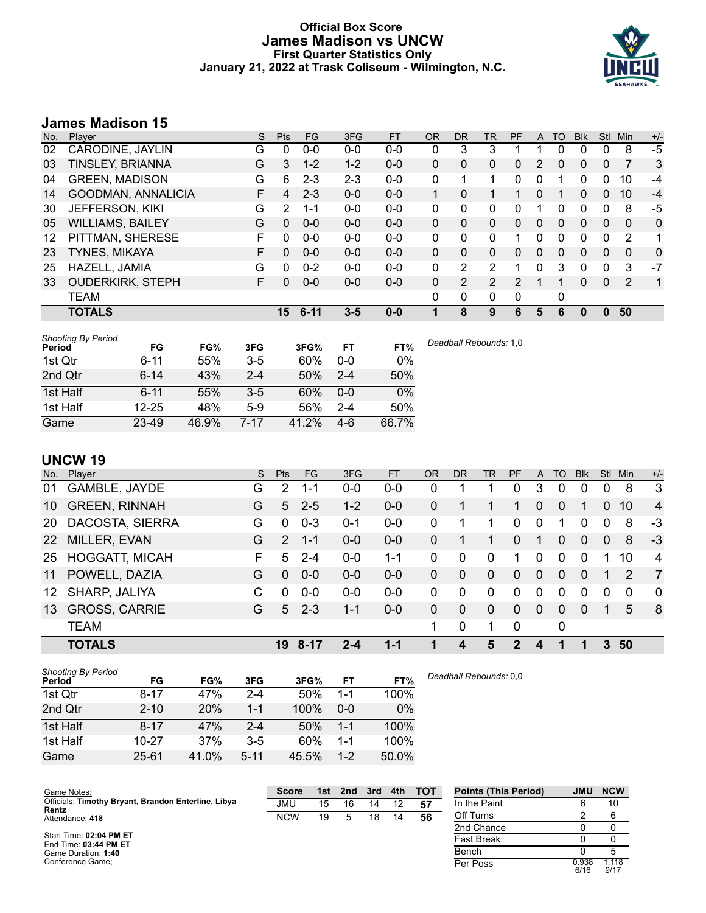# Official Box Score
## James Madison vs UNCW
### First Quarter Statistics Only
### January 21, 2022 at Trask Coliseum - Wilmington, N.C.

## James Madison 15

| No. | Player | S | Pts | FG | 3FG | FT | OR | DR | TR | PF | A | TO | Blk | Stl | Min | +/- |
|---|---|---|---|---|---|---|---|---|---|---|---|---|---|---|---|---|
| 02 | CARODINE, JAYLIN | G | 0 | 0-0 | 0-0 | 0-0 | 0 | 3 | 3 | 1 | 1 | 0 | 0 | 0 | 8 | -5 |
| 03 | TINSLEY, BRIANNA | G | 3 | 1-2 | 1-2 | 0-0 | 0 | 0 | 0 | 0 | 2 | 0 | 0 | 0 | 7 | 3 |
| 04 | GREEN, MADISON | G | 6 | 2-3 | 2-3 | 0-0 | 0 | 1 | 1 | 0 | 0 | 1 | 0 | 0 | 10 | -4 |
| 14 | GOODMAN, ANNALICIA | F | 4 | 2-3 | 0-0 | 0-0 | 1 | 0 | 1 | 1 | 0 | 1 | 0 | 0 | 10 | -4 |
| 30 | JEFFERSON, KIKI | G | 2 | 1-1 | 0-0 | 0-0 | 0 | 0 | 0 | 0 | 1 | 0 | 0 | 0 | 8 | -5 |
| 05 | WILLIAMS, BAILEY | G | 0 | 0-0 | 0-0 | 0-0 | 0 | 0 | 0 | 0 | 0 | 0 | 0 | 0 | 0 | 0 |
| 12 | PITTMAN, SHERESE | F | 0 | 0-0 | 0-0 | 0-0 | 0 | 0 | 0 | 1 | 0 | 0 | 0 | 0 | 2 | 1 |
| 23 | TYNES, MIKAYA | F | 0 | 0-0 | 0-0 | 0-0 | 0 | 0 | 0 | 0 | 0 | 0 | 0 | 0 | 0 | 0 |
| 25 | HAZELL, JAMIA | G | 0 | 0-2 | 0-0 | 0-0 | 0 | 2 | 2 | 1 | 0 | 3 | 0 | 0 | 3 | -7 |
| 33 | OUDERKIRK, STEPH | F | 0 | 0-0 | 0-0 | 0-0 | 0 | 2 | 2 | 2 | 1 | 1 | 0 | 0 | 2 | 1 |
| | TEAM | | | | | | 0 | 0 | 0 | 0 | | 0 | | | | |
| | **TOTALS** | | **15** | **6-11** | **3-5** | **0-0** | **1** | **8** | **9** | **6** | **5** | **6** | **0** | **0** | **50** | |

| Shooting By Period Period | FG | FG% | 3FG | 3FG% | FT | FT% |
|---|---|---|---|---|---|---|
| 1st Qtr | 6-11 | 55% | 3-5 | 60% | 0-0 | 0% |
| 2nd Qtr | 6-14 | 43% | 2-4 | 50% | 2-4 | 50% |
| 1st Half | 6-11 | 55% | 3-5 | 60% | 0-0 | 0% |
| 1st Half | 12-25 | 48% | 5-9 | 56% | 2-4 | 50% |
| Game | 23-49 | 46.9% | 7-17 | 41.2% | 4-6 | 66.7% |

*Deadball Rebounds:* 1,0

## UNCW 19

| No. | Player | S | Pts | FG | 3FG | FT | OR | DR | TR | PF | A | TO | Blk | Stl | Min | +/- |
|---|---|---|---|---|---|---|---|---|---|---|---|---|---|---|---|---|
| 01 | GAMBLE, JAYDE | G | 2 | 1-1 | 0-0 | 0-0 | 0 | 1 | 1 | 0 | 3 | 0 | 0 | 0 | 8 | 3 |
| 10 | GREEN, RINNAH | G | 5 | 2-5 | 1-2 | 0-0 | 0 | 1 | 1 | 1 | 0 | 0 | 1 | 0 | 10 | 4 |
| 20 | DACOSTA, SIERRA | G | 0 | 0-3 | 0-1 | 0-0 | 0 | 1 | 1 | 0 | 0 | 1 | 0 | 0 | 8 | -3 |
| 22 | MILLER, EVAN | G | 2 | 1-1 | 0-0 | 0-0 | 0 | 1 | 1 | 0 | 1 | 0 | 0 | 0 | 8 | -3 |
| 25 | HOGGATT, MICAH | F | 5 | 2-4 | 0-0 | 1-1 | 0 | 0 | 0 | 1 | 0 | 0 | 0 | 1 | 10 | 4 |
| 11 | POWELL, DAZIA | G | 0 | 0-0 | 0-0 | 0-0 | 0 | 0 | 0 | 0 | 0 | 0 | 0 | 1 | 2 | 7 |
| 12 | SHARP, JALIYA | C | 0 | 0-0 | 0-0 | 0-0 | 0 | 0 | 0 | 0 | 0 | 0 | 0 | 0 | 0 | 0 |
| 13 | GROSS, CARRIE | G | 5 | 2-3 | 1-1 | 0-0 | 0 | 0 | 0 | 0 | 0 | 0 | 0 | 1 | 5 | 8 |
| | TEAM | | | | | | 1 | 0 | 1 | 0 | | 0 | | | | |
| | **TOTALS** | | **19** | **8-17** | **2-4** | **1-1** | **1** | **4** | **5** | **2** | **4** | **1** | **1** | **3** | **50** | |

| Shooting By Period Period | FG | FG% | 3FG | 3FG% | FT | FT% |
|---|---|---|---|---|---|---|
| 1st Qtr | 8-17 | 47% | 2-4 | 50% | 1-1 | 100% |
| 2nd Qtr | 2-10 | 20% | 1-1 | 100% | 0-0 | 0% |
| 1st Half | 8-17 | 47% | 2-4 | 50% | 1-1 | 100% |
| 1st Half | 10-27 | 37% | 3-5 | 60% | 1-1 | 100% |
| Game | 25-61 | 41.0% | 5-11 | 45.5% | 1-2 | 50.0% |

*Deadball Rebounds:* 0,0

Game Notes:
Officials: **Timothy Bryant, Brandon Enterline, Libya Rentz**
Attendance: **418**

Start Time: **02:04 PM ET**
End Time: **03:44 PM ET**
Game Duration: **1:40**
Conference Game;

| Score | 1st | 2nd | 3rd | 4th | TOT |
|---|---|---|---|---|---|
| JMU | 15 | 16 | 14 | 12 | **57** |
| NCW | 19 | 5 | 18 | 14 | **56** |

| Points (This Period) | JMU | NCW |
|---|---|---|
| In the Paint | 6 | 10 |
| Off Turns | 2 | 6 |
| 2nd Chance | 0 | 0 |
| Fast Break | 0 | 0 |
| Bench | 0 | 5 |
| Per Poss | 0.938 6/16 | 1.118 9/17 |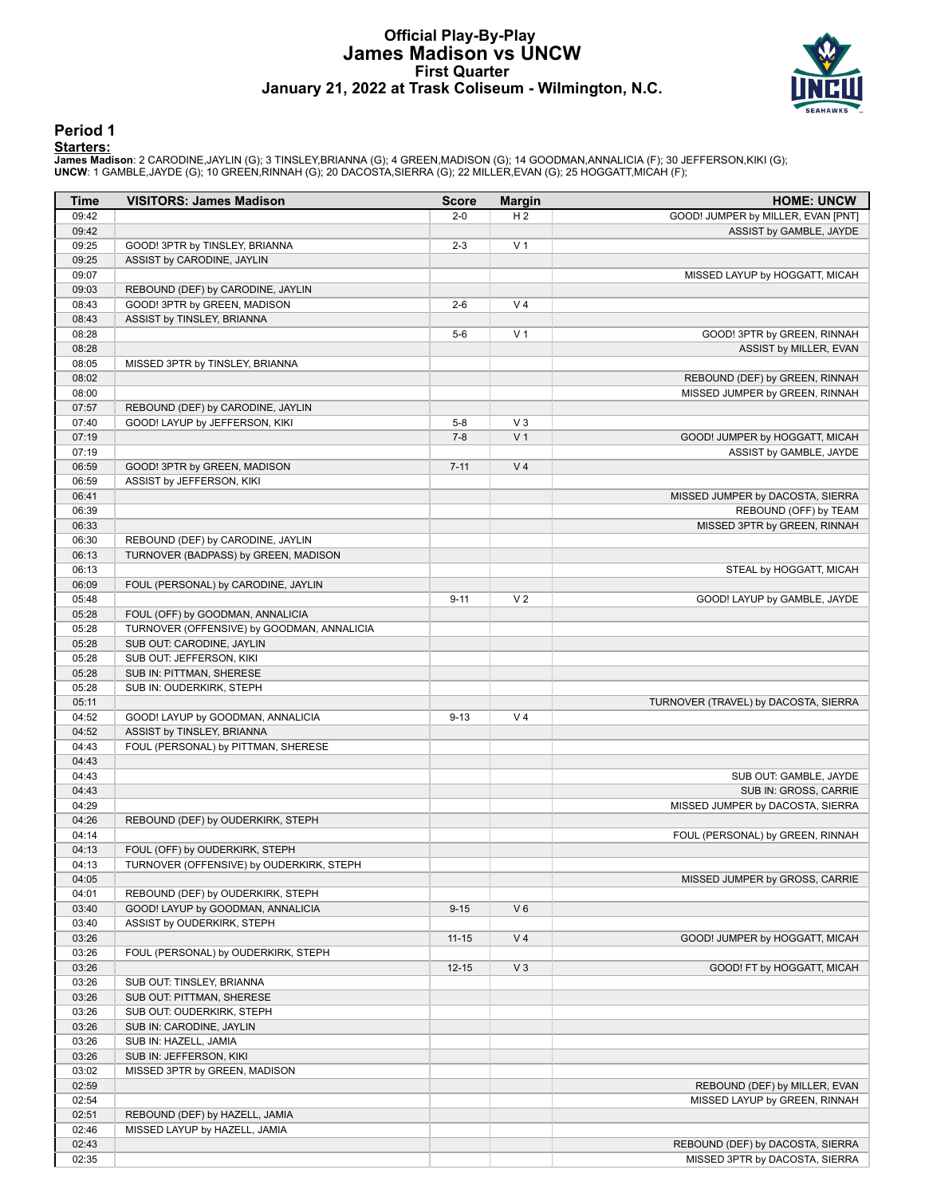# Official Play-By-Play
## James Madison vs UNCW
### First Quarter
### January 21, 2022 at Trask Coliseum - Wilmington, N.C.

## Period 1

**Starters:**

**James Madison**: 2 CARODINE,JAYLIN (G); 3 TINSLEY,BRIANNA (G); 4 GREEN,MADISON (G); 14 GOODMAN,ANNALICIA (F); 30 JEFFERSON,KIKI (G);
**UNCW**: 1 GAMBLE,JAYDE (G); 10 GREEN,RINNAH (G); 20 DACOSTA,SIERRA (G); 22 MILLER,EVAN (G); 25 HOGGATT,MICAH (F);

| Time | VISITORS: James Madison | Score | Margin | HOME: UNCW |
|---|---|---|---|---|
| 09:42 | | 2-0 | H 2 | GOOD! JUMPER by MILLER, EVAN [PNT] |
| 09:42 | | | | ASSIST by GAMBLE, JAYDE |
| 09:25 | GOOD! 3PTR by TINSLEY, BRIANNA | 2-3 | V 1 | |
| 09:25 | ASSIST by CARODINE, JAYLIN | | | |
| 09:07 | | | | MISSED LAYUP by HOGGATT, MICAH |
| 09:03 | REBOUND (DEF) by CARODINE, JAYLIN | | | |
| 08:43 | GOOD! 3PTR by GREEN, MADISON | 2-6 | V 4 | |
| 08:43 | ASSIST by TINSLEY, BRIANNA | | | |
| 08:28 | | 5-6 | V 1 | GOOD! 3PTR by GREEN, RINNAH |
| 08:28 | | | | ASSIST by MILLER, EVAN |
| 08:05 | MISSED 3PTR by TINSLEY, BRIANNA | | | |
| 08:02 | | | | REBOUND (DEF) by GREEN, RINNAH |
| 08:00 | | | | MISSED JUMPER by GREEN, RINNAH |
| 07:57 | REBOUND (DEF) by CARODINE, JAYLIN | | | |
| 07:40 | GOOD! LAYUP by JEFFERSON, KIKI | 5-8 | V 3 | |
| 07:19 | | 7-8 | V 1 | GOOD! JUMPER by HOGGATT, MICAH |
| 07:19 | | | | ASSIST by GAMBLE, JAYDE |
| 06:59 | GOOD! 3PTR by GREEN, MADISON | 7-11 | V 4 | |
| 06:59 | ASSIST by JEFFERSON, KIKI | | | |
| 06:41 | | | | MISSED JUMPER by DACOSTA, SIERRA |
| 06:39 | | | | REBOUND (OFF) by TEAM |
| 06:33 | | | | MISSED 3PTR by GREEN, RINNAH |
| 06:30 | REBOUND (DEF) by CARODINE, JAYLIN | | | |
| 06:13 | TURNOVER (BADPASS) by GREEN, MADISON | | | |
| 06:13 | | | | STEAL by HOGGATT, MICAH |
| 06:09 | FOUL (PERSONAL) by CARODINE, JAYLIN | | | |
| 05:48 | | 9-11 | V 2 | GOOD! LAYUP by GAMBLE, JAYDE |
| 05:28 | FOUL (OFF) by GOODMAN, ANNALICIA | | | |
| 05:28 | TURNOVER (OFFENSIVE) by GOODMAN, ANNALICIA | | | |
| 05:28 | SUB OUT: CARODINE, JAYLIN | | | |
| 05:28 | SUB OUT: JEFFERSON, KIKI | | | |
| 05:28 | SUB IN: PITTMAN, SHERESE | | | |
| 05:28 | SUB IN: OUDERKIRK, STEPH | | | |
| 05:11 | | | | TURNOVER (TRAVEL) by DACOSTA, SIERRA |
| 04:52 | GOOD! LAYUP by GOODMAN, ANNALICIA | 9-13 | V 4 | |
| 04:52 | ASSIST by TINSLEY, BRIANNA | | | |
| 04:43 | FOUL (PERSONAL) by PITTMAN, SHERESE | | | |
| 04:43 | | | | |
| 04:43 | | | | SUB OUT: GAMBLE, JAYDE |
| 04:43 | | | | SUB IN: GROSS, CARRIE |
| 04:29 | | | | MISSED JUMPER by DACOSTA, SIERRA |
| 04:26 | REBOUND (DEF) by OUDERKIRK, STEPH | | | |
| 04:14 | | | | FOUL (PERSONAL) by GREEN, RINNAH |
| 04:13 | FOUL (OFF) by OUDERKIRK, STEPH | | | |
| 04:13 | TURNOVER (OFFENSIVE) by OUDERKIRK, STEPH | | | |
| 04:05 | | | | MISSED JUMPER by GROSS, CARRIE |
| 04:01 | REBOUND (DEF) by OUDERKIRK, STEPH | | | |
| 03:40 | GOOD! LAYUP by GOODMAN, ANNALICIA | 9-15 | V 6 | |
| 03:40 | ASSIST by OUDERKIRK, STEPH | | | |
| 03:26 | | 11-15 | V 4 | GOOD! JUMPER by HOGGATT, MICAH |
| 03:26 | FOUL (PERSONAL) by OUDERKIRK, STEPH | | | |
| 03:26 | | 12-15 | V 3 | GOOD! FT by HOGGATT, MICAH |
| 03:26 | SUB OUT: TINSLEY, BRIANNA | | | |
| 03:26 | SUB OUT: PITTMAN, SHERESE | | | |
| 03:26 | SUB OUT: OUDERKIRK, STEPH | | | |
| 03:26 | SUB IN: CARODINE, JAYLIN | | | |
| 03:26 | SUB IN: HAZELL, JAMIA | | | |
| 03:26 | SUB IN: JEFFERSON, KIKI | | | |
| 03:02 | MISSED 3PTR by GREEN, MADISON | | | |
| 02:59 | | | | REBOUND (DEF) by MILLER, EVAN |
| 02:54 | | | | MISSED LAYUP by GREEN, RINNAH |
| 02:51 | REBOUND (DEF) by HAZELL, JAMIA | | | |
| 02:46 | MISSED LAYUP by HAZELL, JAMIA | | | |
| 02:43 | | | | REBOUND (DEF) by DACOSTA, SIERRA |
| 02:35 | | | | MISSED 3PTR by DACOSTA, SIERRA |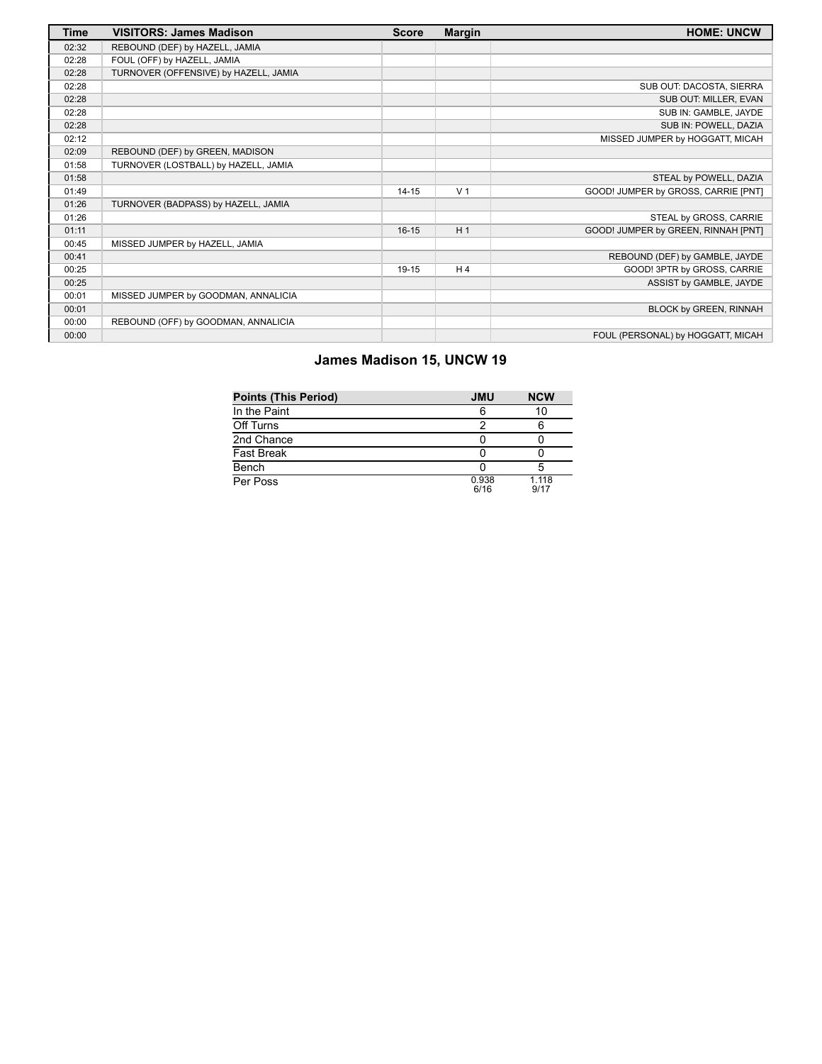| Time | VISITORS: James Madison | Score | Margin | HOME: UNCW |
|---|---|---|---|---|
| 02:32 | REBOUND (DEF) by HAZELL, JAMIA | | | |
| 02:28 | FOUL (OFF) by HAZELL, JAMIA | | | |
| 02:28 | TURNOVER (OFFENSIVE) by HAZELL, JAMIA | | | |
| 02:28 | | | | SUB OUT: DACOSTA, SIERRA |
| 02:28 | | | | SUB OUT: MILLER, EVAN |
| 02:28 | | | | SUB IN: GAMBLE, JAYDE |
| 02:28 | | | | SUB IN: POWELL, DAZIA |
| 02:12 | | | | MISSED JUMPER by HOGGATT, MICAH |
| 02:09 | REBOUND (DEF) by GREEN, MADISON | | | |
| 01:58 | TURNOVER (LOSTBALL) by HAZELL, JAMIA | | | |
| 01:58 | | | | STEAL by POWELL, DAZIA |
| 01:49 | | 14-15 | V 1 | GOOD! JUMPER by GROSS, CARRIE [PNT] |
| 01:26 | TURNOVER (BADPASS) by HAZELL, JAMIA | | | |
| 01:26 | | | | STEAL by GROSS, CARRIE |
| 01:11 | | 16-15 | H 1 | GOOD! JUMPER by GREEN, RINNAH [PNT] |
| 00:45 | MISSED JUMPER by HAZELL, JAMIA | | | |
| 00:41 | | | | REBOUND (DEF) by GAMBLE, JAYDE |
| 00:25 | | 19-15 | H 4 | GOOD! 3PTR by GROSS, CARRIE |
| 00:25 | | | | ASSIST by GAMBLE, JAYDE |
| 00:01 | MISSED JUMPER by GOODMAN, ANNALICIA | | | |
| 00:01 | | | | BLOCK by GREEN, RINNAH |
| 00:00 | REBOUND (OFF) by GOODMAN, ANNALICIA | | | |
| 00:00 | | | | FOUL (PERSONAL) by HOGGATT, MICAH |

## James Madison 15, UNCW 19

| Points (This Period) | JMU | NCW |
|---|---|---|
| In the Paint | 6 | 10 |
| Off Turns | 2 | 6 |
| 2nd Chance | 0 | 0 |
| Fast Break | 0 | 0 |
| Bench | 0 | 5 |
| Per Poss | 0.938 6/16 | 1.118 9/17 |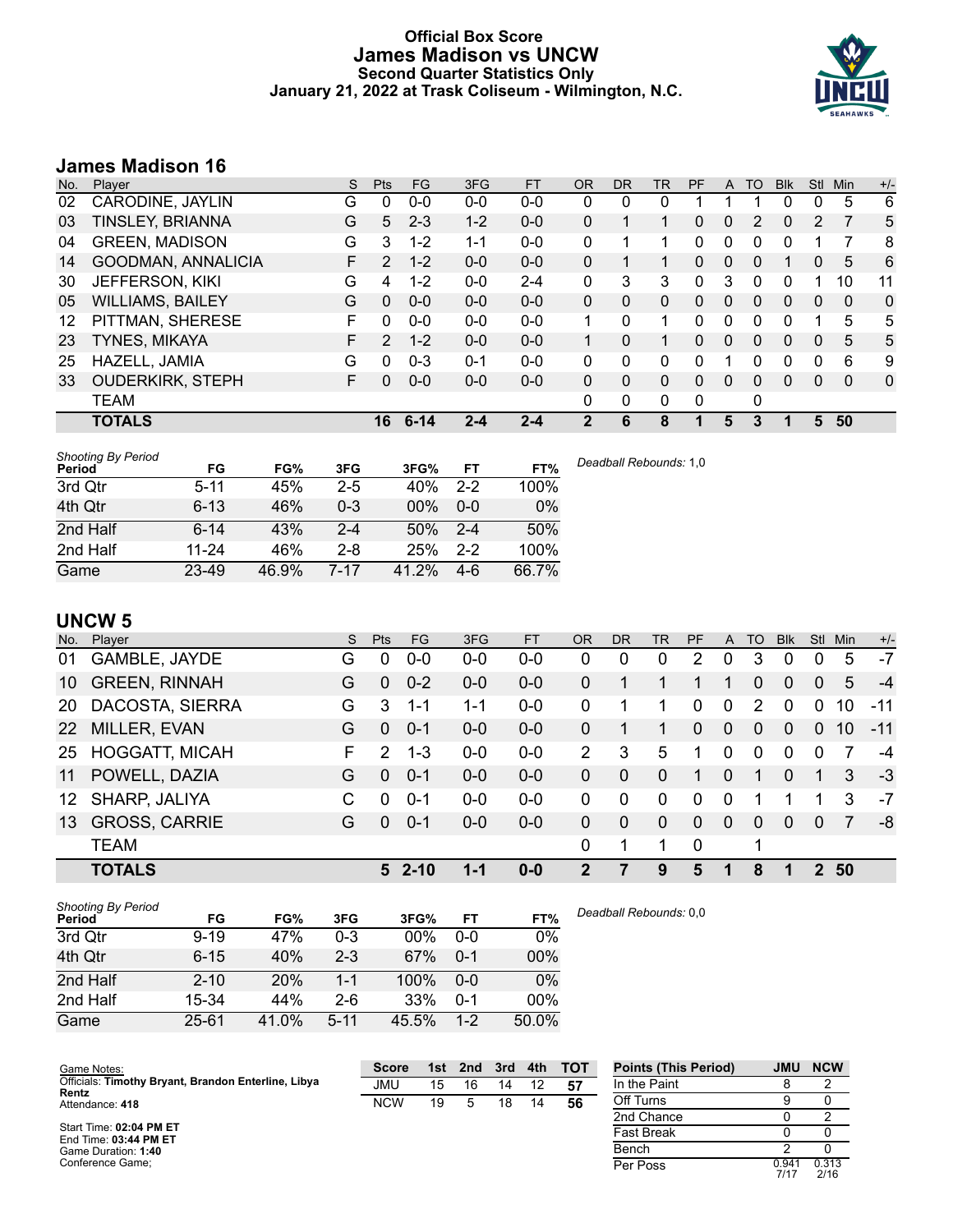# Official Box Score
# James Madison vs UNCW
## Second Quarter Statistics Only
### January 21, 2022 at Trask Coliseum - Wilmington, N.C.

## James Madison 16

| No. | Player | S | Pts | FG | 3FG | FT | OR | DR | TR | PF | A | TO | Blk | Stl | Min | +/- |
|---|---|---|---|---|---|---|---|---|---|---|---|---|---|---|---|---|
| 02 | CARODINE, JAYLIN | G | 0 | 0-0 | 0-0 | 0-0 | 0 | 0 | 0 | 1 | 1 | 1 | 0 | 0 | 5 | 6 |
| 03 | TINSLEY, BRIANNA | G | 5 | 2-3 | 1-2 | 0-0 | 0 | 1 | 1 | 0 | 0 | 2 | 0 | 2 | 7 | 5 |
| 04 | GREEN, MADISON | G | 3 | 1-2 | 1-1 | 0-0 | 0 | 1 | 1 | 0 | 0 | 0 | 0 | 1 | 7 | 8 |
| 14 | GOODMAN, ANNALICIA | F | 2 | 1-2 | 0-0 | 0-0 | 0 | 1 | 1 | 0 | 0 | 0 | 1 | 0 | 5 | 6 |
| 30 | JEFFERSON, KIKI | G | 4 | 1-2 | 0-0 | 2-4 | 0 | 3 | 3 | 0 | 3 | 0 | 0 | 1 | 10 | 11 |
| 05 | WILLIAMS, BAILEY | G | 0 | 0-0 | 0-0 | 0-0 | 0 | 0 | 0 | 0 | 0 | 0 | 0 | 0 | 0 | 0 |
| 12 | PITTMAN, SHERESE | F | 0 | 0-0 | 0-0 | 0-0 | 1 | 0 | 1 | 0 | 0 | 0 | 0 | 1 | 5 | 5 |
| 23 | TYNES, MIKAYA | F | 2 | 1-2 | 0-0 | 0-0 | 1 | 0 | 1 | 0 | 0 | 0 | 0 | 0 | 5 | 5 |
| 25 | HAZELL, JAMIA | G | 0 | 0-3 | 0-1 | 0-0 | 0 | 0 | 0 | 0 | 1 | 0 | 0 | 0 | 6 | 9 |
| 33 | OUDERKIRK, STEPH | F | 0 | 0-0 | 0-0 | 0-0 | 0 | 0 | 0 | 0 | 0 | 0 | 0 | 0 | 0 | 0 |
| | TEAM | | | | | | 0 | 0 | 0 | 0 | | 0 | | | | |
| | **TOTALS** | | **16** | **6-14** | **2-4** | **2-4** | **2** | **6** | **8** | **1** | **5** | **3** | **1** | **5** | **50** | |

| Shooting By Period Period | FG | FG% | 3FG | 3FG% | FT | FT% |
|---|---|---|---|---|---|---|
| 3rd Qtr | 5-11 | 45% | 2-5 | 40% | 2-2 | 100% |
| 4th Qtr | 6-13 | 46% | 0-3 | 00% | 0-0 | 0% |
| 2nd Half | 6-14 | 43% | 2-4 | 50% | 2-4 | 50% |
| 2nd Half | 11-24 | 46% | 2-8 | 25% | 2-2 | 100% |
| Game | 23-49 | 46.9% | 7-17 | 41.2% | 4-6 | 66.7% |

*Deadball Rebounds:* 1,0

## UNCW 5

| No. | Player | S | Pts | FG | 3FG | FT | OR | DR | TR | PF | A | TO | Blk | Stl | Min | +/- |
|---|---|---|---|---|---|---|---|---|---|---|---|---|---|---|---|---|
| 01 | GAMBLE, JAYDE | G | 0 | 0-0 | 0-0 | 0-0 | 0 | 0 | 0 | 2 | 0 | 3 | 0 | 0 | 5 | -7 |
| 10 | GREEN, RINNAH | G | 0 | 0-2 | 0-0 | 0-0 | 0 | 1 | 1 | 1 | 1 | 0 | 0 | 0 | 5 | -4 |
| 20 | DACOSTA, SIERRA | G | 3 | 1-1 | 1-1 | 0-0 | 0 | 1 | 1 | 0 | 0 | 2 | 0 | 0 | 10 | -11 |
| 22 | MILLER, EVAN | G | 0 | 0-1 | 0-0 | 0-0 | 0 | 1 | 1 | 0 | 0 | 0 | 0 | 0 | 10 | -11 |
| 25 | HOGGATT, MICAH | F | 2 | 1-3 | 0-0 | 0-0 | 2 | 3 | 5 | 1 | 0 | 0 | 0 | 0 | 7 | -4 |
| 11 | POWELL, DAZIA | G | 0 | 0-1 | 0-0 | 0-0 | 0 | 0 | 0 | 1 | 0 | 1 | 0 | 1 | 3 | -3 |
| 12 | SHARP, JALIYA | C | 0 | 0-1 | 0-0 | 0-0 | 0 | 0 | 0 | 0 | 0 | 1 | 1 | 1 | 3 | -7 |
| 13 | GROSS, CARRIE | G | 0 | 0-1 | 0-0 | 0-0 | 0 | 0 | 0 | 0 | 0 | 0 | 0 | 0 | 7 | -8 |
| | TEAM | | | | | | 0 | 1 | 1 | 0 | | 1 | | | | |
| | **TOTALS** | | **5** | **2-10** | **1-1** | **0-0** | **2** | **7** | **9** | **5** | **1** | **8** | **1** | **2** | **50** | |

| Shooting By Period Period | FG | FG% | 3FG | 3FG% | FT | FT% |
|---|---|---|---|---|---|---|
| 3rd Qtr | 9-19 | 47% | 0-3 | 00% | 0-0 | 0% |
| 4th Qtr | 6-15 | 40% | 2-3 | 67% | 0-1 | 00% |
| 2nd Half | 2-10 | 20% | 1-1 | 100% | 0-0 | 0% |
| 2nd Half | 15-34 | 44% | 2-6 | 33% | 0-1 | 00% |
| Game | 25-61 | 41.0% | 5-11 | 45.5% | 1-2 | 50.0% |

*Deadball Rebounds:* 0,0

Game Notes:
Officials: **Timothy Bryant, Brandon Enterline, Libya Rentz**
Attendance: **418**

Start Time: **02:04 PM ET**
End Time: **03:44 PM ET**
Game Duration: **1:40**
Conference Game;

| Score | 1st | 2nd | 3rd | 4th | TOT |
|---|---|---|---|---|---|
| JMU | 15 | 16 | 14 | 12 | **57** |
| NCW | 19 | 5 | 18 | 14 | **56** |

| Points (This Period) | JMU | NCW |
|---|---|---|
| In the Paint | 8 | 2 |
| Off Turns | 9 | 0 |
| 2nd Chance | 0 | 2 |
| Fast Break | 0 | 0 |
| Bench | 2 | 0 |
| Per Poss | 0.941 7/17 | 0.313 2/16 |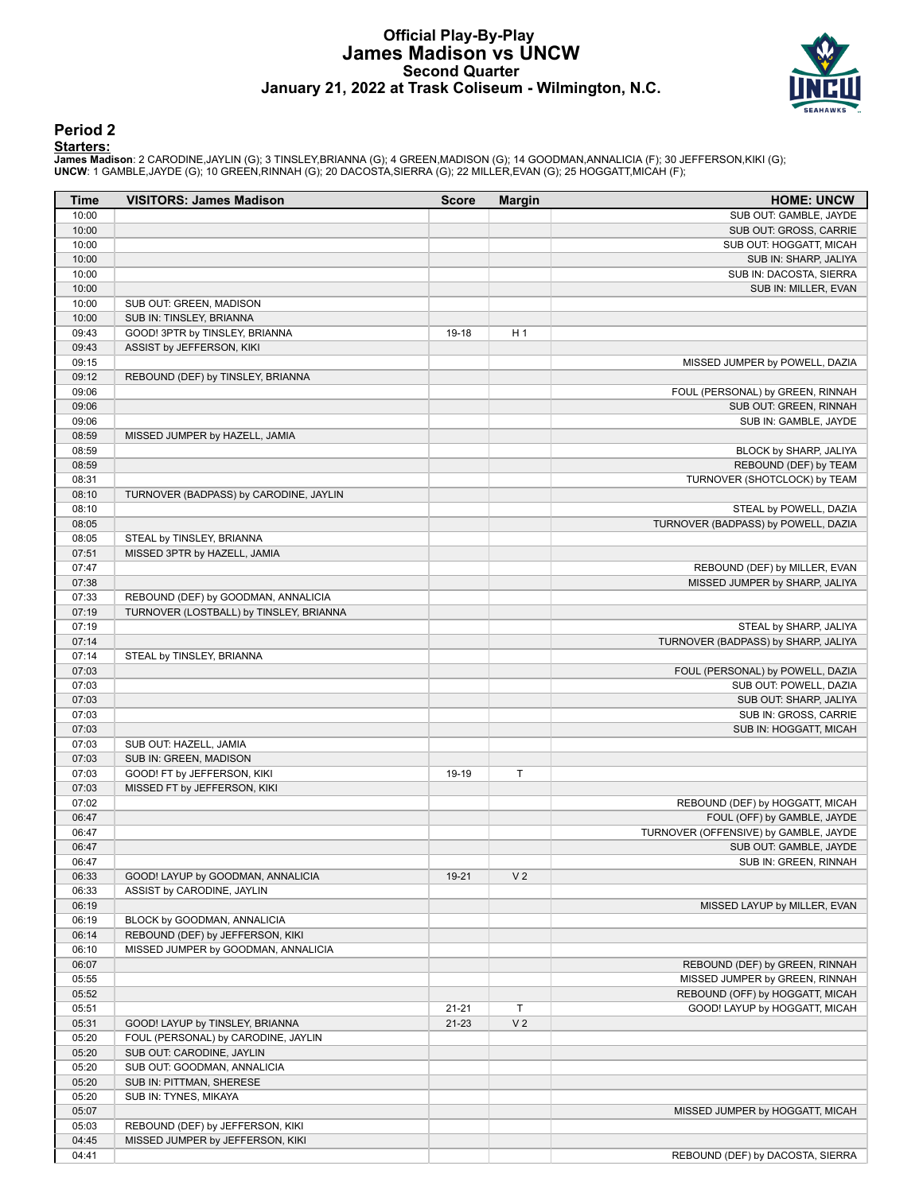# Official Play-By-Play
## James Madison vs UNCW
### Second Quarter
### January 21, 2022 at Trask Coliseum - Wilmington, N.C.

## Period 2

**Starters:**

**James Madison**: 2 CARODINE,JAYLIN (G); 3 TINSLEY,BRIANNA (G); 4 GREEN,MADISON (G); 14 GOODMAN,ANNALICIA (F); 30 JEFFERSON,KIKI (G);
**UNCW**: 1 GAMBLE,JAYDE (G); 10 GREEN,RINNAH (G); 20 DACOSTA,SIERRA (G); 22 MILLER,EVAN (G); 25 HOGGATT,MICAH (F);

| Time | VISITORS: James Madison | Score | Margin | HOME: UNCW |
|---|---|---|---|---|
| 10:00 | | | | SUB OUT: GAMBLE, JAYDE |
| 10:00 | | | | SUB OUT: GROSS, CARRIE |
| 10:00 | | | | SUB OUT: HOGGATT, MICAH |
| 10:00 | | | | SUB IN: SHARP, JALIYA |
| 10:00 | | | | SUB IN: DACOSTA, SIERRA |
| 10:00 | | | | SUB IN: MILLER, EVAN |
| 10:00 | SUB OUT: GREEN, MADISON | | | |
| 10:00 | SUB IN: TINSLEY, BRIANNA | | | |
| 09:43 | GOOD! 3PTR by TINSLEY, BRIANNA | 19-18 | H 1 | |
| 09:43 | ASSIST by JEFFERSON, KIKI | | | |
| 09:15 | | | | MISSED JUMPER by POWELL, DAZIA |
| 09:12 | REBOUND (DEF) by TINSLEY, BRIANNA | | | |
| 09:06 | | | | FOUL (PERSONAL) by GREEN, RINNAH |
| 09:06 | | | | SUB OUT: GREEN, RINNAH |
| 09:06 | | | | SUB IN: GAMBLE, JAYDE |
| 08:59 | MISSED JUMPER by HAZELL, JAMIA | | | |
| 08:59 | | | | BLOCK by SHARP, JALIYA |
| 08:59 | | | | REBOUND (DEF) by TEAM |
| 08:31 | | | | TURNOVER (SHOTCLOCK) by TEAM |
| 08:10 | TURNOVER (BADPASS) by CARODINE, JAYLIN | | | |
| 08:10 | | | | STEAL by POWELL, DAZIA |
| 08:05 | | | | TURNOVER (BADPASS) by POWELL, DAZIA |
| 08:05 | STEAL by TINSLEY, BRIANNA | | | |
| 07:51 | MISSED 3PTR by HAZELL, JAMIA | | | |
| 07:47 | | | | REBOUND (DEF) by MILLER, EVAN |
| 07:38 | | | | MISSED JUMPER by SHARP, JALIYA |
| 07:33 | REBOUND (DEF) by GOODMAN, ANNALICIA | | | |
| 07:19 | TURNOVER (LOSTBALL) by TINSLEY, BRIANNA | | | |
| 07:19 | | | | STEAL by SHARP, JALIYA |
| 07:14 | | | | TURNOVER (BADPASS) by SHARP, JALIYA |
| 07:14 | STEAL by TINSLEY, BRIANNA | | | |
| 07:03 | | | | FOUL (PERSONAL) by POWELL, DAZIA |
| 07:03 | | | | SUB OUT: POWELL, DAZIA |
| 07:03 | | | | SUB OUT: SHARP, JALIYA |
| 07:03 | | | | SUB IN: GROSS, CARRIE |
| 07:03 | | | | SUB IN: HOGGATT, MICAH |
| 07:03 | SUB OUT: HAZELL, JAMIA | | | |
| 07:03 | SUB IN: GREEN, MADISON | | | |
| 07:03 | GOOD! FT by JEFFERSON, KIKI | 19-19 | T | |
| 07:03 | MISSED FT by JEFFERSON, KIKI | | | |
| 07:02 | | | | REBOUND (DEF) by HOGGATT, MICAH |
| 06:47 | | | | FOUL (OFF) by GAMBLE, JAYDE |
| 06:47 | | | | TURNOVER (OFFENSIVE) by GAMBLE, JAYDE |
| 06:47 | | | | SUB OUT: GAMBLE, JAYDE |
| 06:47 | | | | SUB IN: GREEN, RINNAH |
| 06:33 | GOOD! LAYUP by GOODMAN, ANNALICIA | 19-21 | V 2 | |
| 06:33 | ASSIST by CARODINE, JAYLIN | | | |
| 06:19 | | | | MISSED LAYUP by MILLER, EVAN |
| 06:19 | BLOCK by GOODMAN, ANNALICIA | | | |
| 06:14 | REBOUND (DEF) by JEFFERSON, KIKI | | | |
| 06:10 | MISSED JUMPER by GOODMAN, ANNALICIA | | | |
| 06:07 | | | | REBOUND (DEF) by GREEN, RINNAH |
| 05:55 | | | | MISSED JUMPER by GREEN, RINNAH |
| 05:52 | | | | REBOUND (OFF) by HOGGATT, MICAH |
| 05:51 | | 21-21 | T | GOOD! LAYUP by HOGGATT, MICAH |
| 05:31 | GOOD! LAYUP by TINSLEY, BRIANNA | 21-23 | V 2 | |
| 05:20 | FOUL (PERSONAL) by CARODINE, JAYLIN | | | |
| 05:20 | SUB OUT: CARODINE, JAYLIN | | | |
| 05:20 | SUB OUT: GOODMAN, ANNALICIA | | | |
| 05:20 | SUB IN: PITTMAN, SHERESE | | | |
| 05:20 | SUB IN: TYNES, MIKAYA | | | |
| 05:07 | | | | MISSED JUMPER by HOGGATT, MICAH |
| 05:03 | REBOUND (DEF) by JEFFERSON, KIKI | | | |
| 04:45 | MISSED JUMPER by JEFFERSON, KIKI | | | |
| 04:41 | | | | REBOUND (DEF) by DACOSTA, SIERRA |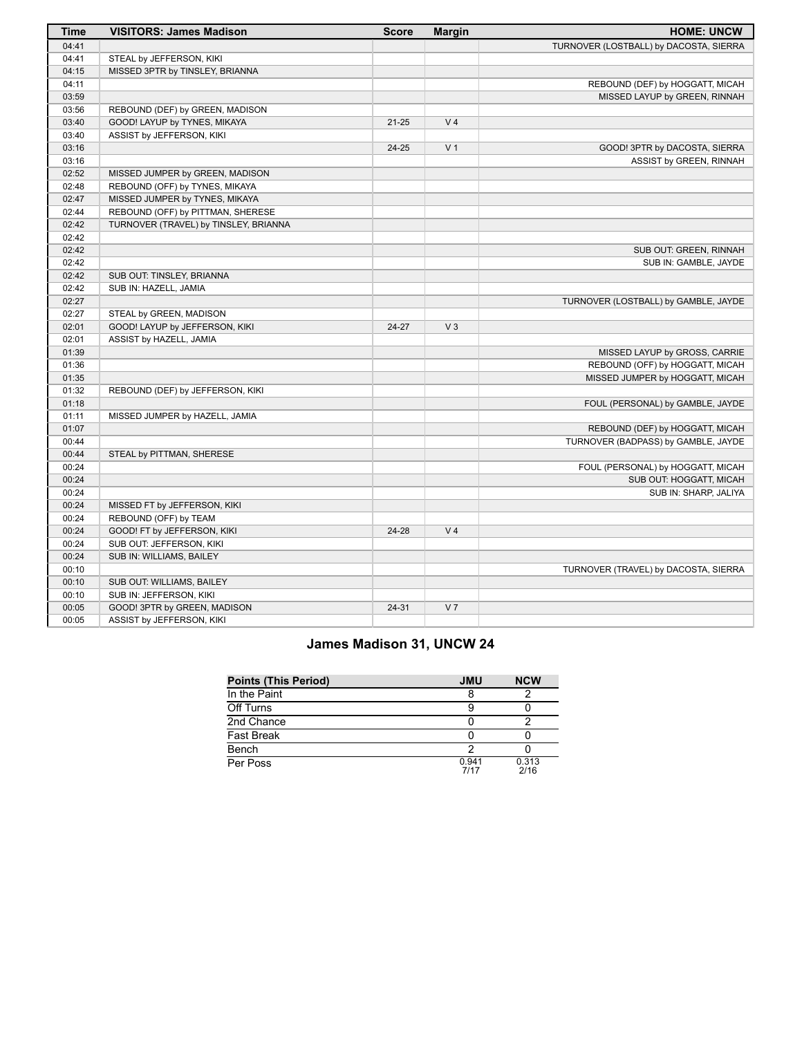| Time | VISITORS: James Madison | Score | Margin | HOME: UNCW |
|---|---|---|---|---|
| 04:41 | | | | TURNOVER (LOSTBALL) by DACOSTA, SIERRA |
| 04:41 | STEAL by JEFFERSON, KIKI | | | |
| 04:15 | MISSED 3PTR by TINSLEY, BRIANNA | | | |
| 04:11 | | | | REBOUND (DEF) by HOGGATT, MICAH |
| 03:59 | | | | MISSED LAYUP by GREEN, RINNAH |
| 03:56 | REBOUND (DEF) by GREEN, MADISON | | | |
| 03:40 | GOOD! LAYUP by TYNES, MIKAYA | 21-25 | V 4 | |
| 03:40 | ASSIST by JEFFERSON, KIKI | | | |
| 03:16 | | 24-25 | V 1 | GOOD! 3PTR by DACOSTA, SIERRA |
| 03:16 | | | | ASSIST by GREEN, RINNAH |
| 02:52 | MISSED JUMPER by GREEN, MADISON | | | |
| 02:48 | REBOUND (OFF) by TYNES, MIKAYA | | | |
| 02:47 | MISSED JUMPER by TYNES, MIKAYA | | | |
| 02:44 | REBOUND (OFF) by PITTMAN, SHERESE | | | |
| 02:42 | TURNOVER (TRAVEL) by TINSLEY, BRIANNA | | | |
| 02:42 | | | | |
| 02:42 | | | | SUB OUT: GREEN, RINNAH |
| 02:42 | | | | SUB IN: GAMBLE, JAYDE |
| 02:42 | SUB OUT: TINSLEY, BRIANNA | | | |
| 02:42 | SUB IN: HAZELL, JAMIA | | | |
| 02:27 | | | | TURNOVER (LOSTBALL) by GAMBLE, JAYDE |
| 02:27 | STEAL by GREEN, MADISON | | | |
| 02:01 | GOOD! LAYUP by JEFFERSON, KIKI | 24-27 | V 3 | |
| 02:01 | ASSIST by HAZELL, JAMIA | | | |
| 01:39 | | | | MISSED LAYUP by GROSS, CARRIE |
| 01:36 | | | | REBOUND (OFF) by HOGGATT, MICAH |
| 01:35 | | | | MISSED JUMPER by HOGGATT, MICAH |
| 01:32 | REBOUND (DEF) by JEFFERSON, KIKI | | | |
| 01:18 | | | | FOUL (PERSONAL) by GAMBLE, JAYDE |
| 01:11 | MISSED JUMPER by HAZELL, JAMIA | | | |
| 01:07 | | | | REBOUND (DEF) by HOGGATT, MICAH |
| 00:44 | | | | TURNOVER (BADPASS) by GAMBLE, JAYDE |
| 00:44 | STEAL by PITTMAN, SHERESE | | | |
| 00:24 | | | | FOUL (PERSONAL) by HOGGATT, MICAH |
| 00:24 | | | | SUB OUT: HOGGATT, MICAH |
| 00:24 | | | | SUB IN: SHARP, JALIYA |
| 00:24 | MISSED FT by JEFFERSON, KIKI | | | |
| 00:24 | REBOUND (OFF) by TEAM | | | |
| 00:24 | GOOD! FT by JEFFERSON, KIKI | 24-28 | V 4 | |
| 00:24 | SUB OUT: JEFFERSON, KIKI | | | |
| 00:24 | SUB IN: WILLIAMS, BAILEY | | | |
| 00:10 | | | | TURNOVER (TRAVEL) by DACOSTA, SIERRA |
| 00:10 | SUB OUT: WILLIAMS, BAILEY | | | |
| 00:10 | SUB IN: JEFFERSON, KIKI | | | |
| 00:05 | GOOD! 3PTR by GREEN, MADISON | 24-31 | V 7 | |
| 00:05 | ASSIST by JEFFERSON, KIKI | | | |

## James Madison 31, UNCW 24

| Points (This Period) | JMU | NCW |
|---|---|---|
| In the Paint | 8 | 2 |
| Off Turns | 9 | 0 |
| 2nd Chance | 0 | 2 |
| Fast Break | 0 | 0 |
| Bench | 2 | 0 |
| Per Poss | 0.941 7/17 | 0.313 2/16 |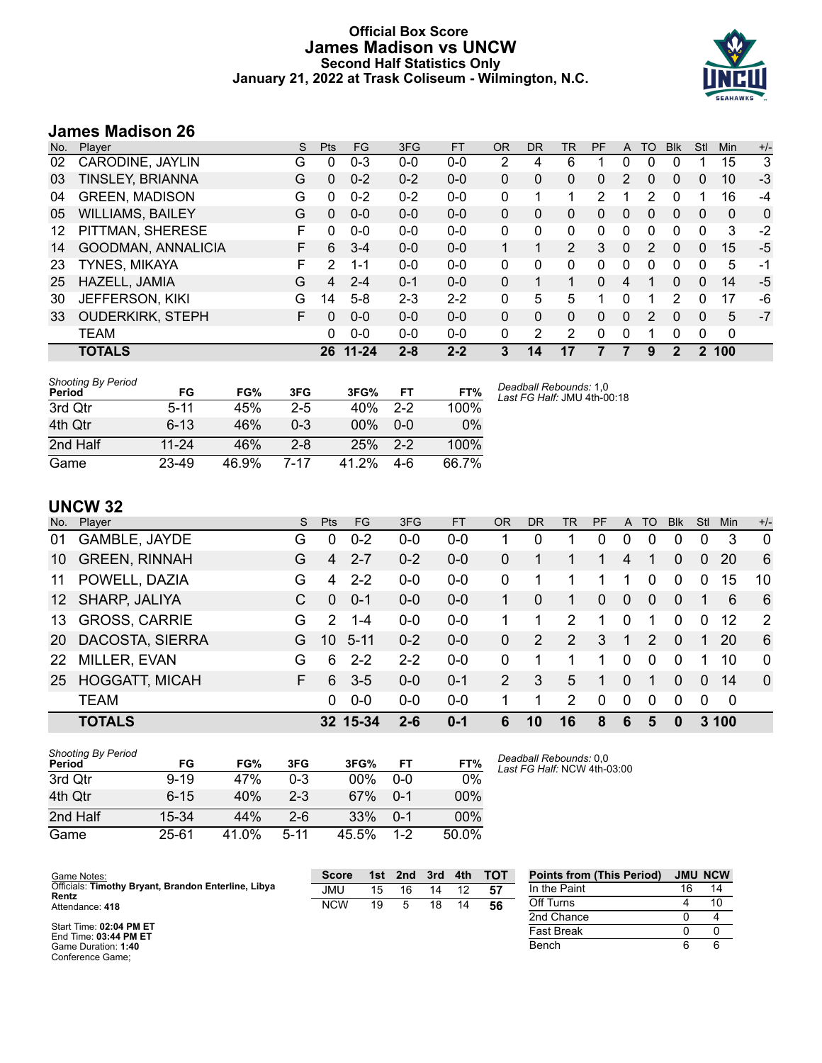# Official Box Score
## James Madison vs UNCW
### Second Half Statistics Only
### January 21, 2022 at Trask Coliseum - Wilmington, N.C.

## James Madison 26

| No. | Player | S | Pts | FG | 3FG | FT | OR | DR | TR | PF | A | TO | Blk | Stl | Min | +/- |
|---|---|---|---|---|---|---|---|---|---|---|---|---|---|---|---|---|
| 02 | CARODINE, JAYLIN | G | 0 | 0-3 | 0-0 | 0-0 | 2 | 4 | 6 | 1 | 0 | 0 | 0 | 1 | 15 | 3 |
| 03 | TINSLEY, BRIANNA | G | 0 | 0-2 | 0-2 | 0-0 | 0 | 0 | 0 | 0 | 2 | 0 | 0 | 0 | 10 | -3 |
| 04 | GREEN, MADISON | G | 0 | 0-2 | 0-2 | 0-0 | 0 | 1 | 1 | 2 | 1 | 2 | 0 | 1 | 16 | -4 |
| 05 | WILLIAMS, BAILEY | G | 0 | 0-0 | 0-0 | 0-0 | 0 | 0 | 0 | 0 | 0 | 0 | 0 | 0 | 0 | 0 |
| 12 | PITTMAN, SHERESE | F | 0 | 0-0 | 0-0 | 0-0 | 0 | 0 | 0 | 0 | 0 | 0 | 0 | 0 | 3 | -2 |
| 14 | GOODMAN, ANNALICIA | F | 6 | 3-4 | 0-0 | 0-0 | 1 | 1 | 2 | 3 | 0 | 2 | 0 | 0 | 15 | -5 |
| 23 | TYNES, MIKAYA | F | 2 | 1-1 | 0-0 | 0-0 | 0 | 0 | 0 | 0 | 0 | 0 | 0 | 0 | 5 | -1 |
| 25 | HAZELL, JAMIA | G | 4 | 2-4 | 0-1 | 0-0 | 0 | 1 | 1 | 0 | 4 | 1 | 0 | 0 | 14 | -5 |
| 30 | JEFFERSON, KIKI | G | 14 | 5-8 | 2-3 | 2-2 | 0 | 5 | 5 | 1 | 0 | 1 | 2 | 0 | 17 | -6 |
| 33 | OUDERKIRK, STEPH | F | 0 | 0-0 | 0-0 | 0-0 | 0 | 0 | 0 | 0 | 0 | 2 | 0 | 0 | 5 | -7 |
| | TEAM | | 0 | 0-0 | 0-0 | 0-0 | 0 | 2 | 2 | 0 | 0 | 1 | 0 | 0 | 0 | |
| | **TOTALS** | | **26** | **11-24** | **2-8** | **2-2** | **3** | **14** | **17** | **7** | **7** | **9** | **2** | **2** | **100** | |

*Shooting By Period*

| Period | FG | FG% | 3FG | 3FG% | FT | FT% |
|---|---|---|---|---|---|---|
| 3rd Qtr | 5-11 | 45% | 2-5 | 40% | 2-2 | 100% |
| 4th Qtr | 6-13 | 46% | 0-3 | 00% | 0-0 | 0% |
| 2nd Half | 11-24 | 46% | 2-8 | 25% | 2-2 | 100% |
| Game | 23-49 | 46.9% | 7-17 | 41.2% | 4-6 | 66.7% |

*Deadball Rebounds:* 1,0
*Last FG Half:* JMU 4th-00:18

## UNCW 32

| No. | Player | S | Pts | FG | 3FG | FT | OR | DR | TR | PF | A | TO | Blk | Stl | Min | +/- |
|---|---|---|---|---|---|---|---|---|---|---|---|---|---|---|---|---|
| 01 | GAMBLE, JAYDE | G | 0 | 0-2 | 0-0 | 0-0 | 1 | 0 | 1 | 0 | 0 | 0 | 0 | 0 | 3 | 0 |
| 10 | GREEN, RINNAH | G | 4 | 2-7 | 0-2 | 0-0 | 0 | 1 | 1 | 1 | 4 | 1 | 0 | 0 | 20 | 6 |
| 11 | POWELL, DAZIA | G | 4 | 2-2 | 0-0 | 0-0 | 0 | 1 | 1 | 1 | 1 | 0 | 0 | 0 | 15 | 10 |
| 12 | SHARP, JALIYA | C | 0 | 0-1 | 0-0 | 0-0 | 1 | 0 | 1 | 0 | 0 | 0 | 0 | 1 | 6 | 6 |
| 13 | GROSS, CARRIE | G | 2 | 1-4 | 0-0 | 0-0 | 1 | 1 | 2 | 1 | 0 | 1 | 0 | 0 | 12 | 2 |
| 20 | DACOSTA, SIERRA | G | 10 | 5-11 | 0-2 | 0-0 | 0 | 2 | 2 | 3 | 1 | 2 | 0 | 1 | 20 | 6 |
| 22 | MILLER, EVAN | G | 6 | 2-2 | 2-2 | 0-0 | 0 | 1 | 1 | 1 | 0 | 0 | 0 | 1 | 10 | 0 |
| 25 | HOGGATT, MICAH | F | 6 | 3-5 | 0-0 | 0-1 | 2 | 3 | 5 | 1 | 0 | 1 | 0 | 0 | 14 | 0 |
| | TEAM | | 0 | 0-0 | 0-0 | 0-0 | 1 | 1 | 2 | 0 | 0 | 0 | 0 | 0 | 0 | |
| | **TOTALS** | | **32** | **15-34** | **2-6** | **0-1** | **6** | **10** | **16** | **8** | **6** | **5** | **0** | **3** | **100** | |

*Shooting By Period*

| Period | FG | FG% | 3FG | 3FG% | FT | FT% |
|---|---|---|---|---|---|---|
| 3rd Qtr | 9-19 | 47% | 0-3 | 00% | 0-0 | 0% |
| 4th Qtr | 6-15 | 40% | 2-3 | 67% | 0-1 | 00% |
| 2nd Half | 15-34 | 44% | 2-6 | 33% | 0-1 | 00% |
| Game | 25-61 | 41.0% | 5-11 | 45.5% | 1-2 | 50.0% |

*Deadball Rebounds:* 0,0
*Last FG Half:* NCW 4th-03:00

Game Notes:
Officials: **Timothy Bryant, Brandon Enterline, Libya Rentz**
Attendance: **418**

Start Time: **02:04 PM ET**
End Time: **03:44 PM ET**
Game Duration: **1:40**
Conference Game;

| Score | 1st | 2nd | 3rd | 4th | TOT |
|---|---|---|---|---|---|
| JMU | 15 | 16 | 14 | 12 | **57** |
| NCW | 19 | 5 | 18 | 14 | **56** |

| Points from (This Period) | JMU | NCW |
|---|---|---|
| In the Paint | 16 | 14 |
| Off Turns | 4 | 10 |
| 2nd Chance | 0 | 4 |
| Fast Break | 0 | 0 |
| Bench | 6 | 6 |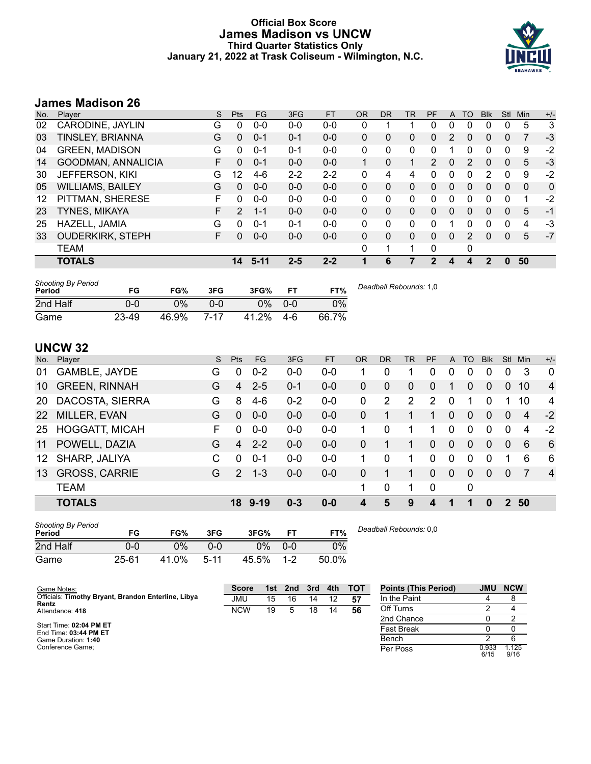# Official Box Score
## James Madison vs UNCW
### Third Quarter Statistics Only
### January 21, 2022 at Trask Coliseum - Wilmington, N.C.

## James Madison 26

| No. | Player | S | Pts | FG | 3FG | FT | OR | DR | TR | PF | A | TO | Blk | Stl | Min | +/- |
|---|---|---|---|---|---|---|---|---|---|---|---|---|---|---|---|---|
| 02 | CARODINE, JAYLIN | G | 0 | 0-0 | 0-0 | 0-0 | 0 | 1 | 1 | 0 | 0 | 0 | 0 | 0 | 5 | 3 |
| 03 | TINSLEY, BRIANNA | G | 0 | 0-1 | 0-1 | 0-0 | 0 | 0 | 0 | 0 | 2 | 0 | 0 | 0 | 7 | -3 |
| 04 | GREEN, MADISON | G | 0 | 0-1 | 0-1 | 0-0 | 0 | 0 | 0 | 0 | 1 | 0 | 0 | 0 | 9 | -2 |
| 14 | GOODMAN, ANNALICIA | F | 0 | 0-1 | 0-0 | 0-0 | 1 | 0 | 1 | 2 | 0 | 2 | 0 | 0 | 5 | -3 |
| 30 | JEFFERSON, KIKI | G | 12 | 4-6 | 2-2 | 2-2 | 0 | 4 | 4 | 0 | 0 | 0 | 2 | 0 | 9 | -2 |
| 05 | WILLIAMS, BAILEY | G | 0 | 0-0 | 0-0 | 0-0 | 0 | 0 | 0 | 0 | 0 | 0 | 0 | 0 | 0 | 0 |
| 12 | PITTMAN, SHERESE | F | 0 | 0-0 | 0-0 | 0-0 | 0 | 0 | 0 | 0 | 0 | 0 | 0 | 0 | 1 | -2 |
| 23 | TYNES, MIKAYA | F | 2 | 1-1 | 0-0 | 0-0 | 0 | 0 | 0 | 0 | 0 | 0 | 0 | 0 | 5 | -1 |
| 25 | HAZELL, JAMIA | G | 0 | 0-1 | 0-1 | 0-0 | 0 | 0 | 0 | 0 | 1 | 0 | 0 | 0 | 4 | -3 |
| 33 | OUDERKIRK, STEPH | F | 0 | 0-0 | 0-0 | 0-0 | 0 | 0 | 0 | 0 | 0 | 2 | 0 | 0 | 5 | -7 |
| | TEAM | | | | | | 0 | 1 | 1 | 0 | | 0 | | | | |
| | **TOTALS** | | **14** | **5-11** | **2-5** | **2-2** | **1** | **6** | **7** | **2** | **4** | **4** | **2** | **0** | **50** | |

| Shooting By Period Period | FG | FG% | 3FG | 3FG% | FT | FT% |
|---|---|---|---|---|---|---|
| 2nd Half | 0-0 | 0% | 0-0 | 0% | 0-0 | 0% |
| Game | 23-49 | 46.9% | 7-17 | 41.2% | 4-6 | 66.7% |

*Deadball Rebounds:* 1,0

## UNCW 32

| No. | Player | S | Pts | FG | 3FG | FT | OR | DR | TR | PF | A | TO | Blk | Stl | Min | +/- |
|---|---|---|---|---|---|---|---|---|---|---|---|---|---|---|---|---|
| 01 | GAMBLE, JAYDE | G | 0 | 0-2 | 0-0 | 0-0 | 1 | 0 | 1 | 0 | 0 | 0 | 0 | 0 | 3 | 0 |
| 10 | GREEN, RINNAH | G | 4 | 2-5 | 0-1 | 0-0 | 0 | 0 | 0 | 0 | 1 | 0 | 0 | 0 | 10 | 4 |
| 20 | DACOSTA, SIERRA | G | 8 | 4-6 | 0-2 | 0-0 | 0 | 2 | 2 | 2 | 0 | 1 | 0 | 1 | 10 | 4 |
| 22 | MILLER, EVAN | G | 0 | 0-0 | 0-0 | 0-0 | 0 | 1 | 1 | 1 | 0 | 0 | 0 | 0 | 4 | -2 |
| 25 | HOGGATT, MICAH | F | 0 | 0-0 | 0-0 | 0-0 | 1 | 0 | 1 | 1 | 0 | 0 | 0 | 0 | 4 | -2 |
| 11 | POWELL, DAZIA | G | 4 | 2-2 | 0-0 | 0-0 | 0 | 1 | 1 | 0 | 0 | 0 | 0 | 0 | 6 | 6 |
| 12 | SHARP, JALIYA | C | 0 | 0-1 | 0-0 | 0-0 | 1 | 0 | 1 | 0 | 0 | 0 | 0 | 1 | 6 | 6 |
| 13 | GROSS, CARRIE | G | 2 | 1-3 | 0-0 | 0-0 | 0 | 1 | 1 | 0 | 0 | 0 | 0 | 0 | 7 | 4 |
| | TEAM | | | | | | 1 | 0 | 1 | 0 | | 0 | | | | |
| | **TOTALS** | | **18** | **9-19** | **0-3** | **0-0** | **4** | **5** | **9** | **4** | **1** | **1** | **0** | **2** | **50** | |

| Shooting By Period Period | FG | FG% | 3FG | 3FG% | FT | FT% |
|---|---|---|---|---|---|---|
| 2nd Half | 0-0 | 0% | 0-0 | 0% | 0-0 | 0% |
| Game | 25-61 | 41.0% | 5-11 | 45.5% | 1-2 | 50.0% |

*Deadball Rebounds:* 0,0

Game Notes:
Officials: **Timothy Bryant, Brandon Enterline, Libya Rentz**
Attendance: **418**

Start Time: **02:04 PM ET**
End Time: **03:44 PM ET**
Game Duration: **1:40**
Conference Game;

| Score | 1st | 2nd | 3rd | 4th | TOT |
|---|---|---|---|---|---|
| JMU | 15 | 16 | 14 | 12 | **57** |
| NCW | 19 | 5 | 18 | 14 | **56** |

| Points (This Period) | JMU | NCW |
|---|---|---|
| In the Paint | 4 | 8 |
| Off Turns | 2 | 4 |
| 2nd Chance | 0 | 2 |
| Fast Break | 0 | 0 |
| Bench | 2 | 6 |
| Per Poss | 0.933 6/15 | 1.125 9/16 |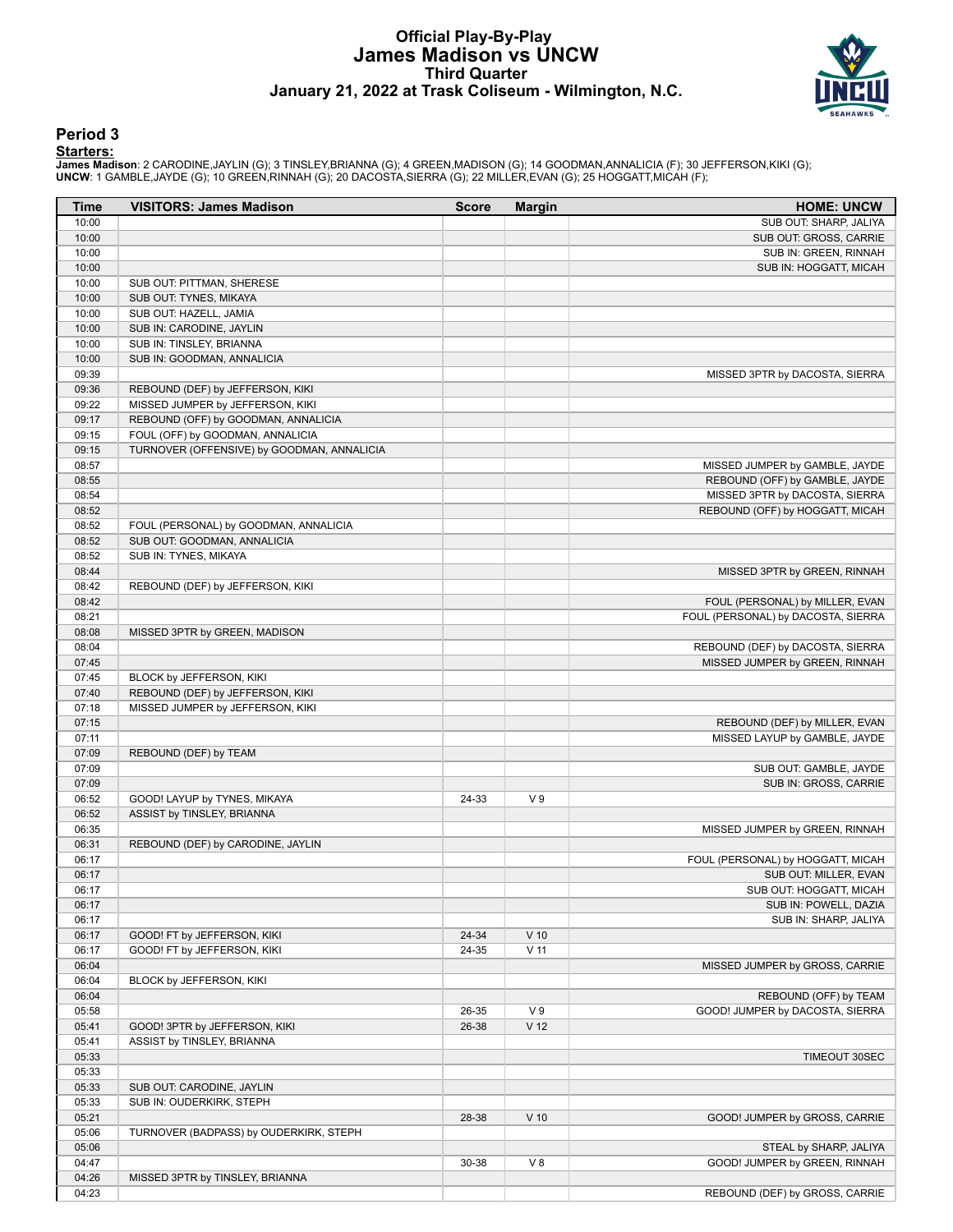# Official Play-By-Play
## James Madison vs UNCW
### Third Quarter
### January 21, 2022 at Trask Coliseum - Wilmington, N.C.

## Period 3

**Starters:**

**James Madison**: 2 CARODINE,JAYLIN (G); 3 TINSLEY,BRIANNA (G); 4 GREEN,MADISON (G); 14 GOODMAN,ANNALICIA (F); 30 JEFFERSON,KIKI (G);
**UNCW**: 1 GAMBLE,JAYDE (G); 10 GREEN,RINNAH (G); 20 DACOSTA,SIERRA (G); 22 MILLER,EVAN (G); 25 HOGGATT,MICAH (F);

| Time | VISITORS: James Madison | Score | Margin | HOME: UNCW |
|---|---|---|---|---|
| 10:00 | | | | SUB OUT: SHARP, JALIYA |
| 10:00 | | | | SUB OUT: GROSS, CARRIE |
| 10:00 | | | | SUB IN: GREEN, RINNAH |
| 10:00 | | | | SUB IN: HOGGATT, MICAH |
| 10:00 | SUB OUT: PITTMAN, SHERESE | | | |
| 10:00 | SUB OUT: TYNES, MIKAYA | | | |
| 10:00 | SUB OUT: HAZELL, JAMIA | | | |
| 10:00 | SUB IN: CARODINE, JAYLIN | | | |
| 10:00 | SUB IN: TINSLEY, BRIANNA | | | |
| 10:00 | SUB IN: GOODMAN, ANNALICIA | | | |
| 09:39 | | | | MISSED 3PTR by DACOSTA, SIERRA |
| 09:36 | REBOUND (DEF) by JEFFERSON, KIKI | | | |
| 09:22 | MISSED JUMPER by JEFFERSON, KIKI | | | |
| 09:17 | REBOUND (OFF) by GOODMAN, ANNALICIA | | | |
| 09:15 | FOUL (OFF) by GOODMAN, ANNALICIA | | | |
| 09:15 | TURNOVER (OFFENSIVE) by GOODMAN, ANNALICIA | | | |
| 08:57 | | | | MISSED JUMPER by GAMBLE, JAYDE |
| 08:55 | | | | REBOUND (OFF) by GAMBLE, JAYDE |
| 08:54 | | | | MISSED 3PTR by DACOSTA, SIERRA |
| 08:52 | | | | REBOUND (OFF) by HOGGATT, MICAH |
| 08:52 | FOUL (PERSONAL) by GOODMAN, ANNALICIA | | | |
| 08:52 | SUB OUT: GOODMAN, ANNALICIA | | | |
| 08:52 | SUB IN: TYNES, MIKAYA | | | |
| 08:44 | | | | MISSED 3PTR by GREEN, RINNAH |
| 08:42 | REBOUND (DEF) by JEFFERSON, KIKI | | | |
| 08:42 | | | | FOUL (PERSONAL) by MILLER, EVAN |
| 08:21 | | | | FOUL (PERSONAL) by DACOSTA, SIERRA |
| 08:08 | MISSED 3PTR by GREEN, MADISON | | | |
| 08:04 | | | | REBOUND (DEF) by DACOSTA, SIERRA |
| 07:45 | | | | MISSED JUMPER by GREEN, RINNAH |
| 07:45 | BLOCK by JEFFERSON, KIKI | | | |
| 07:40 | REBOUND (DEF) by JEFFERSON, KIKI | | | |
| 07:18 | MISSED JUMPER by JEFFERSON, KIKI | | | |
| 07:15 | | | | REBOUND (DEF) by MILLER, EVAN |
| 07:11 | | | | MISSED LAYUP by GAMBLE, JAYDE |
| 07:09 | REBOUND (DEF) by TEAM | | | |
| 07:09 | | | | SUB OUT: GAMBLE, JAYDE |
| 07:09 | | | | SUB IN: GROSS, CARRIE |
| 06:52 | GOOD! LAYUP by TYNES, MIKAYA | 24-33 | V 9 | |
| 06:52 | ASSIST by TINSLEY, BRIANNA | | | |
| 06:35 | | | | MISSED JUMPER by GREEN, RINNAH |
| 06:31 | REBOUND (DEF) by CARODINE, JAYLIN | | | |
| 06:17 | | | | FOUL (PERSONAL) by HOGGATT, MICAH |
| 06:17 | | | | SUB OUT: MILLER, EVAN |
| 06:17 | | | | SUB OUT: HOGGATT, MICAH |
| 06:17 | | | | SUB IN: POWELL, DAZIA |
| 06:17 | | | | SUB IN: SHARP, JALIYA |
| 06:17 | GOOD! FT by JEFFERSON, KIKI | 24-34 | V 10 | |
| 06:17 | GOOD! FT by JEFFERSON, KIKI | 24-35 | V 11 | |
| 06:04 | | | | MISSED JUMPER by GROSS, CARRIE |
| 06:04 | BLOCK by JEFFERSON, KIKI | | | |
| 06:04 | | | | REBOUND (OFF) by TEAM |
| 05:58 | | 26-35 | V 9 | GOOD! JUMPER by DACOSTA, SIERRA |
| 05:41 | GOOD! 3PTR by JEFFERSON, KIKI | 26-38 | V 12 | |
| 05:41 | ASSIST by TINSLEY, BRIANNA | | | |
| 05:33 | | | | TIMEOUT 30SEC |
| 05:33 | | | | |
| 05:33 | SUB OUT: CARODINE, JAYLIN | | | |
| 05:33 | SUB IN: OUDERKIRK, STEPH | | | |
| 05:21 | | 28-38 | V 10 | GOOD! JUMPER by GROSS, CARRIE |
| 05:06 | TURNOVER (BADPASS) by OUDERKIRK, STEPH | | | |
| 05:06 | | | | STEAL by SHARP, JALIYA |
| 04:47 | | 30-38 | V 8 | GOOD! JUMPER by GREEN, RINNAH |
| 04:26 | MISSED 3PTR by TINSLEY, BRIANNA | | | |
| 04:23 | | | | REBOUND (DEF) by GROSS, CARRIE |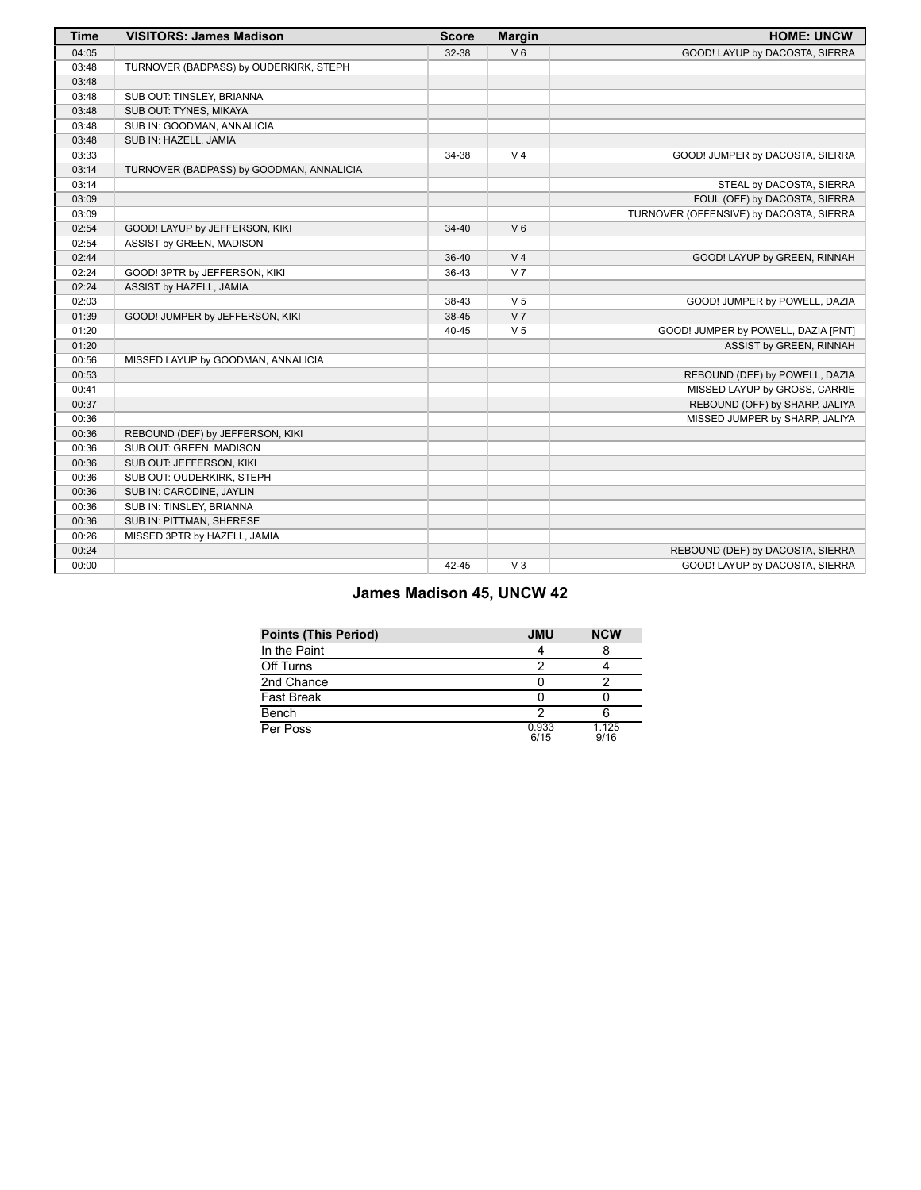| Time | VISITORS: James Madison | Score | Margin | HOME: UNCW |
|---|---|---|---|---|
| 04:05 | | 32-38 | V 6 | GOOD! LAYUP by DACOSTA, SIERRA |
| 03:48 | TURNOVER (BADPASS) by OUDERKIRK, STEPH | | | |
| 03:48 | | | | |
| 03:48 | SUB OUT: TINSLEY, BRIANNA | | | |
| 03:48 | SUB OUT: TYNES, MIKAYA | | | |
| 03:48 | SUB IN: GOODMAN, ANNALICIA | | | |
| 03:48 | SUB IN: HAZELL, JAMIA | | | |
| 03:33 | | 34-38 | V 4 | GOOD! JUMPER by DACOSTA, SIERRA |
| 03:14 | TURNOVER (BADPASS) by GOODMAN, ANNALICIA | | | |
| 03:14 | | | | STEAL by DACOSTA, SIERRA |
| 03:09 | | | | FOUL (OFF) by DACOSTA, SIERRA |
| 03:09 | | | | TURNOVER (OFFENSIVE) by DACOSTA, SIERRA |
| 02:54 | GOOD! LAYUP by JEFFERSON, KIKI | 34-40 | V 6 | |
| 02:54 | ASSIST by GREEN, MADISON | | | |
| 02:44 | | 36-40 | V 4 | GOOD! LAYUP by GREEN, RINNAH |
| 02:24 | GOOD! 3PTR by JEFFERSON, KIKI | 36-43 | V 7 | |
| 02:24 | ASSIST by HAZELL, JAMIA | | | |
| 02:03 | | 38-43 | V 5 | GOOD! JUMPER by POWELL, DAZIA |
| 01:39 | GOOD! JUMPER by JEFFERSON, KIKI | 38-45 | V 7 | |
| 01:20 | | 40-45 | V 5 | GOOD! JUMPER by POWELL, DAZIA [PNT] |
| 01:20 | | | | ASSIST by GREEN, RINNAH |
| 00:56 | MISSED LAYUP by GOODMAN, ANNALICIA | | | |
| 00:53 | | | | REBOUND (DEF) by POWELL, DAZIA |
| 00:41 | | | | MISSED LAYUP by GROSS, CARRIE |
| 00:37 | | | | REBOUND (OFF) by SHARP, JALIYA |
| 00:36 | | | | MISSED JUMPER by SHARP, JALIYA |
| 00:36 | REBOUND (DEF) by JEFFERSON, KIKI | | | |
| 00:36 | SUB OUT: GREEN, MADISON | | | |
| 00:36 | SUB OUT: JEFFERSON, KIKI | | | |
| 00:36 | SUB OUT: OUDERKIRK, STEPH | | | |
| 00:36 | SUB IN: CARODINE, JAYLIN | | | |
| 00:36 | SUB IN: TINSLEY, BRIANNA | | | |
| 00:36 | SUB IN: PITTMAN, SHERESE | | | |
| 00:26 | MISSED 3PTR by HAZELL, JAMIA | | | |
| 00:24 | | | | REBOUND (DEF) by DACOSTA, SIERRA |
| 00:00 | | 42-45 | V 3 | GOOD! LAYUP by DACOSTA, SIERRA |

## James Madison 45, UNCW 42

| Points (This Period) | JMU | NCW |
|---|---|---|
| In the Paint | 4 | 8 |
| Off Turns | 2 | 4 |
| 2nd Chance | 0 | 2 |
| Fast Break | 0 | 0 |
| Bench | 2 | 6 |
| Per Poss | 0.933 6/15 | 1.125 9/16 |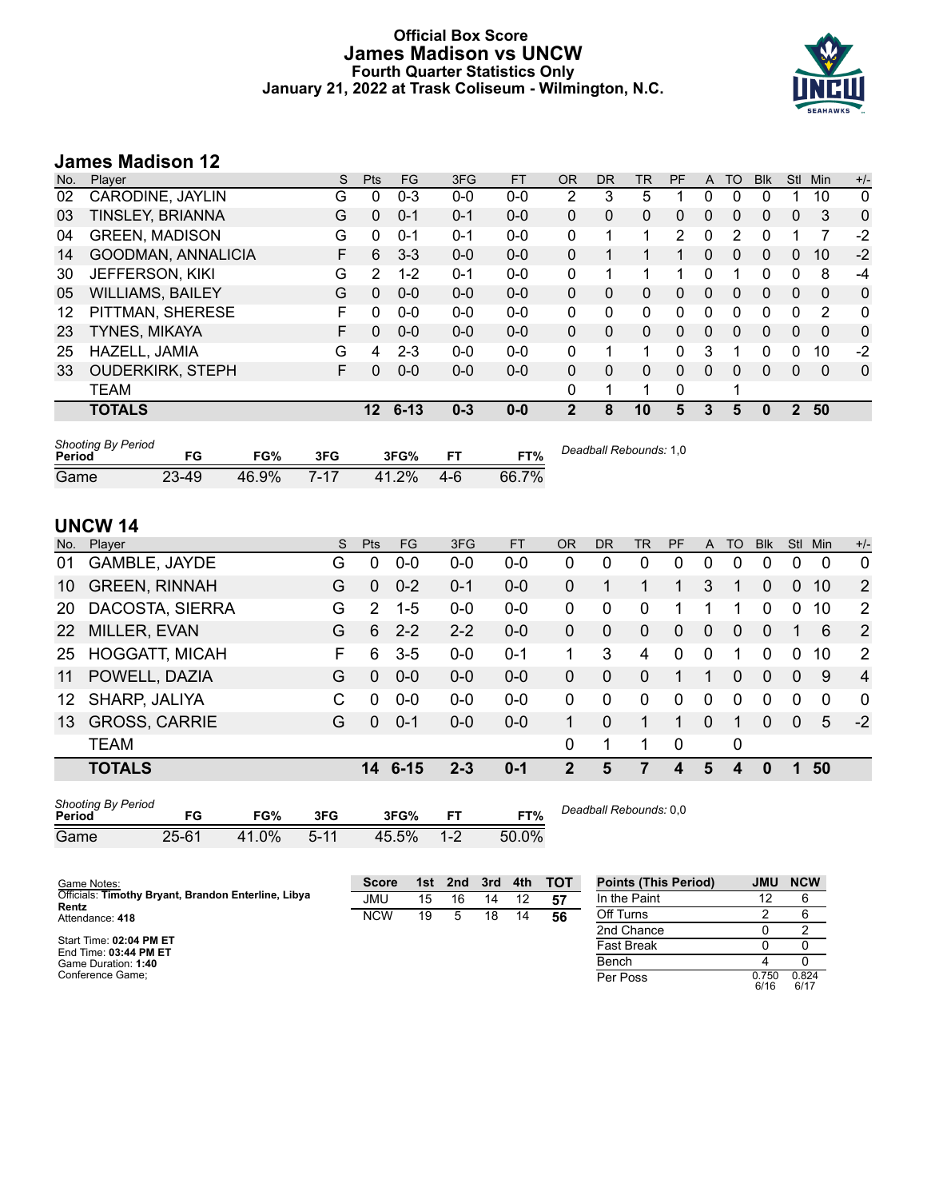# Official Box Score
## James Madison vs UNCW
### Fourth Quarter Statistics Only
### January 21, 2022 at Trask Coliseum - Wilmington, N.C.

## James Madison 12

| No. | Player | S | Pts | FG | 3FG | FT | OR | DR | TR | PF | A | TO | Blk | Stl | Min | +/- |
|---|---|---|---|---|---|---|---|---|---|---|---|---|---|---|---|---|
| 02 | CARODINE, JAYLIN | G | 0 | 0-3 | 0-0 | 0-0 | 2 | 3 | 5 | 1 | 0 | 0 | 0 | 1 | 10 | 0 |
| 03 | TINSLEY, BRIANNA | G | 0 | 0-1 | 0-1 | 0-0 | 0 | 0 | 0 | 0 | 0 | 0 | 0 | 0 | 3 | 0 |
| 04 | GREEN, MADISON | G | 0 | 0-1 | 0-1 | 0-0 | 0 | 1 | 1 | 2 | 0 | 2 | 0 | 1 | 7 | -2 |
| 14 | GOODMAN, ANNALICIA | F | 6 | 3-3 | 0-0 | 0-0 | 0 | 1 | 1 | 1 | 0 | 0 | 0 | 0 | 10 | -2 |
| 30 | JEFFERSON, KIKI | G | 2 | 1-2 | 0-1 | 0-0 | 0 | 1 | 1 | 1 | 0 | 1 | 0 | 0 | 8 | -4 |
| 05 | WILLIAMS, BAILEY | G | 0 | 0-0 | 0-0 | 0-0 | 0 | 0 | 0 | 0 | 0 | 0 | 0 | 0 | 0 | 0 |
| 12 | PITTMAN, SHERESE | F | 0 | 0-0 | 0-0 | 0-0 | 0 | 0 | 0 | 0 | 0 | 0 | 0 | 0 | 2 | 0 |
| 23 | TYNES, MIKAYA | F | 0 | 0-0 | 0-0 | 0-0 | 0 | 0 | 0 | 0 | 0 | 0 | 0 | 0 | 0 | 0 |
| 25 | HAZELL, JAMIA | G | 4 | 2-3 | 0-0 | 0-0 | 0 | 1 | 1 | 0 | 3 | 1 | 0 | 0 | 10 | -2 |
| 33 | OUDERKIRK, STEPH | F | 0 | 0-0 | 0-0 | 0-0 | 0 | 0 | 0 | 0 | 0 | 0 | 0 | 0 | 0 | 0 |
| | TEAM | | | | | | 0 | 1 | 1 | 0 | | 1 | | | | |
| | **TOTALS** | | **12** | **6-13** | **0-3** | **0-0** | **2** | **8** | **10** | **5** | **3** | **5** | **0** | **2** | **50** | |

| Shooting By Period Period | FG | FG% | 3FG | 3FG% | FT | FT% |
|---|---|---|---|---|---|---|
| Game | 23-49 | 46.9% | 7-17 | 41.2% | 4-6 | 66.7% |

*Deadball Rebounds:* 1,0

## UNCW 14

| No. | Player | S | Pts | FG | 3FG | FT | OR | DR | TR | PF | A | TO | Blk | Stl | Min | +/- |
|---|---|---|---|---|---|---|---|---|---|---|---|---|---|---|---|---|
| 01 | GAMBLE, JAYDE | G | 0 | 0-0 | 0-0 | 0-0 | 0 | 0 | 0 | 0 | 0 | 0 | 0 | 0 | 0 | 0 |
| 10 | GREEN, RINNAH | G | 0 | 0-2 | 0-1 | 0-0 | 0 | 1 | 1 | 1 | 3 | 1 | 0 | 0 | 10 | 2 |
| 20 | DACOSTA, SIERRA | G | 2 | 1-5 | 0-0 | 0-0 | 0 | 0 | 0 | 1 | 1 | 1 | 0 | 0 | 10 | 2 |
| 22 | MILLER, EVAN | G | 6 | 2-2 | 2-2 | 0-0 | 0 | 0 | 0 | 0 | 0 | 0 | 0 | 1 | 6 | 2 |
| 25 | HOGGATT, MICAH | F | 6 | 3-5 | 0-0 | 0-1 | 1 | 3 | 4 | 0 | 0 | 1 | 0 | 0 | 10 | 2 |
| 11 | POWELL, DAZIA | G | 0 | 0-0 | 0-0 | 0-0 | 0 | 0 | 0 | 1 | 1 | 0 | 0 | 0 | 9 | 4 |
| 12 | SHARP, JALIYA | C | 0 | 0-0 | 0-0 | 0-0 | 0 | 0 | 0 | 0 | 0 | 0 | 0 | 0 | 0 | 0 |
| 13 | GROSS, CARRIE | G | 0 | 0-1 | 0-0 | 0-0 | 1 | 0 | 1 | 1 | 0 | 1 | 0 | 0 | 5 | -2 |
| | TEAM | | | | | | 0 | 1 | 1 | 0 | | 0 | | | | |
| | **TOTALS** | | **14** | **6-15** | **2-3** | **0-1** | **2** | **5** | **7** | **4** | **5** | **4** | **0** | **1** | **50** | |

| Shooting By Period Period | FG | FG% | 3FG | 3FG% | FT | FT% |
|---|---|---|---|---|---|---|
| Game | 25-61 | 41.0% | 5-11 | 45.5% | 1-2 | 50.0% |

*Deadball Rebounds:* 0,0

Game Notes:
Officials: **Timothy Bryant, Brandon Enterline, Libya Rentz**
Attendance: **418**

Start Time: **02:04 PM ET**
End Time: **03:44 PM ET**
Game Duration: **1:40**
Conference Game;

| Score | 1st | 2nd | 3rd | 4th | TOT |
|---|---|---|---|---|---|
| JMU | 15 | 16 | 14 | 12 | **57** |
| NCW | 19 | 5 | 18 | 14 | **56** |

| Points (This Period) | JMU | NCW |
|---|---|---|
| In the Paint | 12 | 6 |
| Off Turns | 2 | 6 |
| 2nd Chance | 0 | 2 |
| Fast Break | 0 | 0 |
| Bench | 4 | 0 |
| Per Poss | 0.750 6/16 | 0.824 6/17 |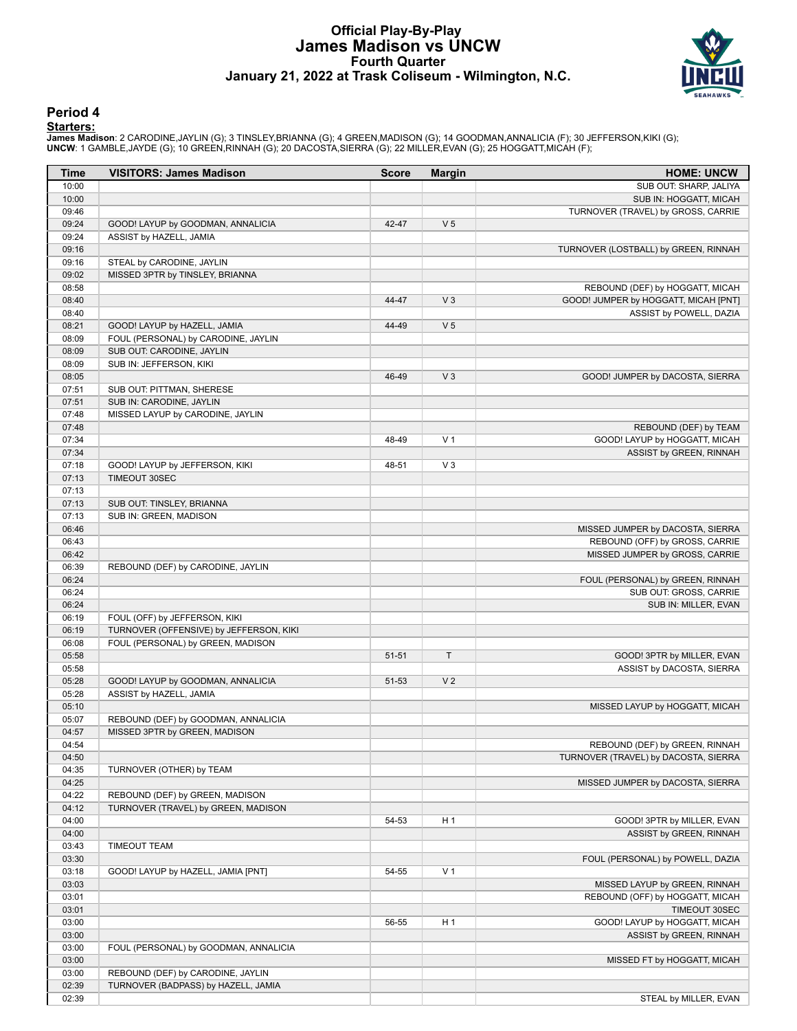# Official Play-By-Play
## James Madison vs UNCW
### Fourth Quarter
### January 21, 2022 at Trask Coliseum - Wilmington, N.C.

## Period 4

**Starters:**

**James Madison**: 2 CARODINE,JAYLIN (G); 3 TINSLEY,BRIANNA (G); 4 GREEN,MADISON (G); 14 GOODMAN,ANNALICIA (F); 30 JEFFERSON,KIKI (G);
**UNCW**: 1 GAMBLE,JAYDE (G); 10 GREEN,RINNAH (G); 20 DACOSTA,SIERRA (G); 22 MILLER,EVAN (G); 25 HOGGATT,MICAH (F);

| Time | VISITORS: James Madison | Score | Margin | HOME: UNCW |
|---|---|---|---|---|
| 10:00 | | | | SUB OUT: SHARP, JALIYA |
| 10:00 | | | | SUB IN: HOGGATT, MICAH |
| 09:46 | | | | TURNOVER (TRAVEL) by GROSS, CARRIE |
| 09:24 | GOOD! LAYUP by GOODMAN, ANNALICIA | 42-47 | V 5 | |
| 09:24 | ASSIST by HAZELL, JAMIA | | | |
| 09:16 | | | | TURNOVER (LOSTBALL) by GREEN, RINNAH |
| 09:16 | STEAL by CARODINE, JAYLIN | | | |
| 09:02 | MISSED 3PTR by TINSLEY, BRIANNA | | | |
| 08:58 | | | | REBOUND (DEF) by HOGGATT, MICAH |
| 08:40 | | 44-47 | V 3 | GOOD! JUMPER by HOGGATT, MICAH [PNT] |
| 08:40 | | | | ASSIST by POWELL, DAZIA |
| 08:21 | GOOD! LAYUP by HAZELL, JAMIA | 44-49 | V 5 | |
| 08:09 | FOUL (PERSONAL) by CARODINE, JAYLIN | | | |
| 08:09 | SUB OUT: CARODINE, JAYLIN | | | |
| 08:09 | SUB IN: JEFFERSON, KIKI | | | |
| 08:05 | | 46-49 | V 3 | GOOD! JUMPER by DACOSTA, SIERRA |
| 07:51 | SUB OUT: PITTMAN, SHERESE | | | |
| 07:51 | SUB IN: CARODINE, JAYLIN | | | |
| 07:48 | MISSED LAYUP by CARODINE, JAYLIN | | | |
| 07:48 | | | | REBOUND (DEF) by TEAM |
| 07:34 | | 48-49 | V 1 | GOOD! LAYUP by HOGGATT, MICAH |
| 07:34 | | | | ASSIST by GREEN, RINNAH |
| 07:18 | GOOD! LAYUP by JEFFERSON, KIKI | 48-51 | V 3 | |
| 07:13 | TIMEOUT 30SEC | | | |
| 07:13 | | | | |
| 07:13 | SUB OUT: TINSLEY, BRIANNA | | | |
| 07:13 | SUB IN: GREEN, MADISON | | | |
| 06:46 | | | | MISSED JUMPER by DACOSTA, SIERRA |
| 06:43 | | | | REBOUND (OFF) by GROSS, CARRIE |
| 06:42 | | | | MISSED JUMPER by GROSS, CARRIE |
| 06:39 | REBOUND (DEF) by CARODINE, JAYLIN | | | |
| 06:24 | | | | FOUL (PERSONAL) by GREEN, RINNAH |
| 06:24 | | | | SUB OUT: GROSS, CARRIE |
| 06:24 | | | | SUB IN: MILLER, EVAN |
| 06:19 | FOUL (OFF) by JEFFERSON, KIKI | | | |
| 06:19 | TURNOVER (OFFENSIVE) by JEFFERSON, KIKI | | | |
| 06:08 | FOUL (PERSONAL) by GREEN, MADISON | | | |
| 05:58 | | 51-51 | T | GOOD! 3PTR by MILLER, EVAN |
| 05:58 | | | | ASSIST by DACOSTA, SIERRA |
| 05:28 | GOOD! LAYUP by GOODMAN, ANNALICIA | 51-53 | V 2 | |
| 05:28 | ASSIST by HAZELL, JAMIA | | | |
| 05:10 | | | | MISSED LAYUP by HOGGATT, MICAH |
| 05:07 | REBOUND (DEF) by GOODMAN, ANNALICIA | | | |
| 04:57 | MISSED 3PTR by GREEN, MADISON | | | |
| 04:54 | | | | REBOUND (DEF) by GREEN, RINNAH |
| 04:50 | | | | TURNOVER (TRAVEL) by DACOSTA, SIERRA |
| 04:35 | TURNOVER (OTHER) by TEAM | | | |
| 04:25 | | | | MISSED JUMPER by DACOSTA, SIERRA |
| 04:22 | REBOUND (DEF) by GREEN, MADISON | | | |
| 04:12 | TURNOVER (TRAVEL) by GREEN, MADISON | | | |
| 04:00 | | 54-53 | H 1 | GOOD! 3PTR by MILLER, EVAN |
| 04:00 | | | | ASSIST by GREEN, RINNAH |
| 03:43 | TIMEOUT TEAM | | | |
| 03:30 | | | | FOUL (PERSONAL) by POWELL, DAZIA |
| 03:18 | GOOD! LAYUP by HAZELL, JAMIA [PNT] | 54-55 | V 1 | |
| 03:03 | | | | MISSED LAYUP by GREEN, RINNAH |
| 03:01 | | | | REBOUND (OFF) by HOGGATT, MICAH |
| 03:01 | | | | TIMEOUT 30SEC |
| 03:00 | | 56-55 | H 1 | GOOD! LAYUP by HOGGATT, MICAH |
| 03:00 | | | | ASSIST by GREEN, RINNAH |
| 03:00 | FOUL (PERSONAL) by GOODMAN, ANNALICIA | | | |
| 03:00 | | | | MISSED FT by HOGGATT, MICAH |
| 03:00 | REBOUND (DEF) by CARODINE, JAYLIN | | | |
| 02:39 | TURNOVER (BADPASS) by HAZELL, JAMIA | | | |
| 02:39 | | | | STEAL by MILLER, EVAN |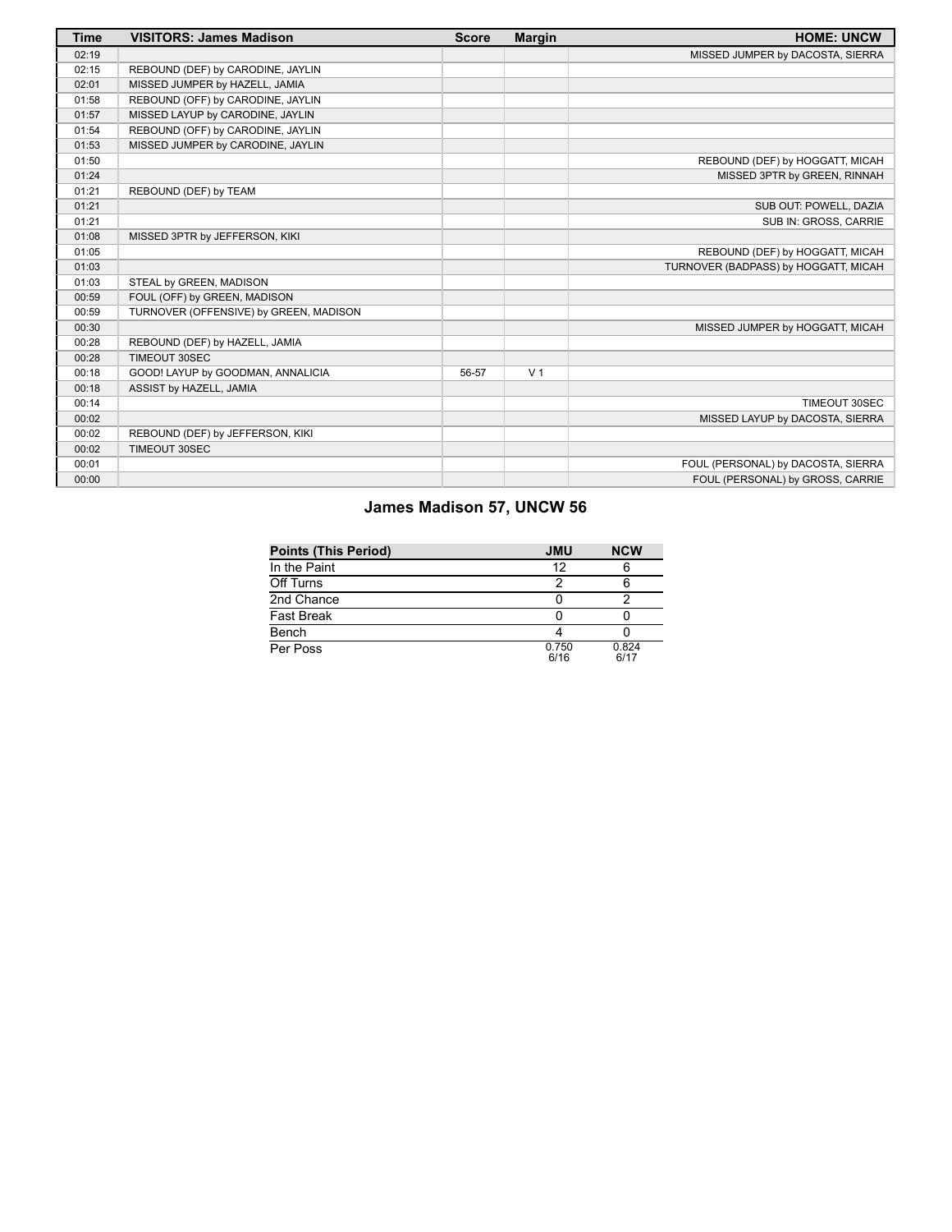| Time | VISITORS: James Madison | Score | Margin | HOME: UNCW |
| --- | --- | --- | --- | --- |
| 02:19 | | | | MISSED JUMPER by DACOSTA, SIERRA |
| 02:15 | REBOUND (DEF) by CARODINE, JAYLIN | | | |
| 02:01 | MISSED JUMPER by HAZELL, JAMIA | | | |
| 01:58 | REBOUND (OFF) by CARODINE, JAYLIN | | | |
| 01:57 | MISSED LAYUP by CARODINE, JAYLIN | | | |
| 01:54 | REBOUND (OFF) by CARODINE, JAYLIN | | | |
| 01:53 | MISSED JUMPER by CARODINE, JAYLIN | | | |
| 01:50 | | | | REBOUND (DEF) by HOGGATT, MICAH |
| 01:24 | | | | MISSED 3PTR by GREEN, RINNAH |
| 01:21 | REBOUND (DEF) by TEAM | | | |
| 01:21 | | | | SUB OUT: POWELL, DAZIA |
| 01:21 | | | | SUB IN: GROSS, CARRIE |
| 01:08 | MISSED 3PTR by JEFFERSON, KIKI | | | |
| 01:05 | | | | REBOUND (DEF) by HOGGATT, MICAH |
| 01:03 | | | | TURNOVER (BADPASS) by HOGGATT, MICAH |
| 01:03 | STEAL by GREEN, MADISON | | | |
| 00:59 | FOUL (OFF) by GREEN, MADISON | | | |
| 00:59 | TURNOVER (OFFENSIVE) by GREEN, MADISON | | | |
| 00:30 | | | | MISSED JUMPER by HOGGATT, MICAH |
| 00:28 | REBOUND (DEF) by HAZELL, JAMIA | | | |
| 00:28 | TIMEOUT 30SEC | | | |
| 00:18 | GOOD! LAYUP by GOODMAN, ANNALICIA | 56-57 | V 1 | |
| 00:18 | ASSIST by HAZELL, JAMIA | | | |
| 00:14 | | | | TIMEOUT 30SEC |
| 00:02 | | | | MISSED LAYUP by DACOSTA, SIERRA |
| 00:02 | REBOUND (DEF) by JEFFERSON, KIKI | | | |
| 00:02 | TIMEOUT 30SEC | | | |
| 00:01 | | | | FOUL (PERSONAL) by DACOSTA, SIERRA |
| 00:00 | | | | FOUL (PERSONAL) by GROSS, CARRIE |

## James Madison 57, UNCW 56

| Points (This Period) | JMU | NCW |
| --- | --- | --- |
| In the Paint | 12 | 6 |
| Off Turns | 2 | 6 |
| 2nd Chance | 0 | 2 |
| Fast Break | 0 | 0 |
| Bench | 4 | 0 |
| Per Poss | 0.750 6/16 | 0.824 6/17 |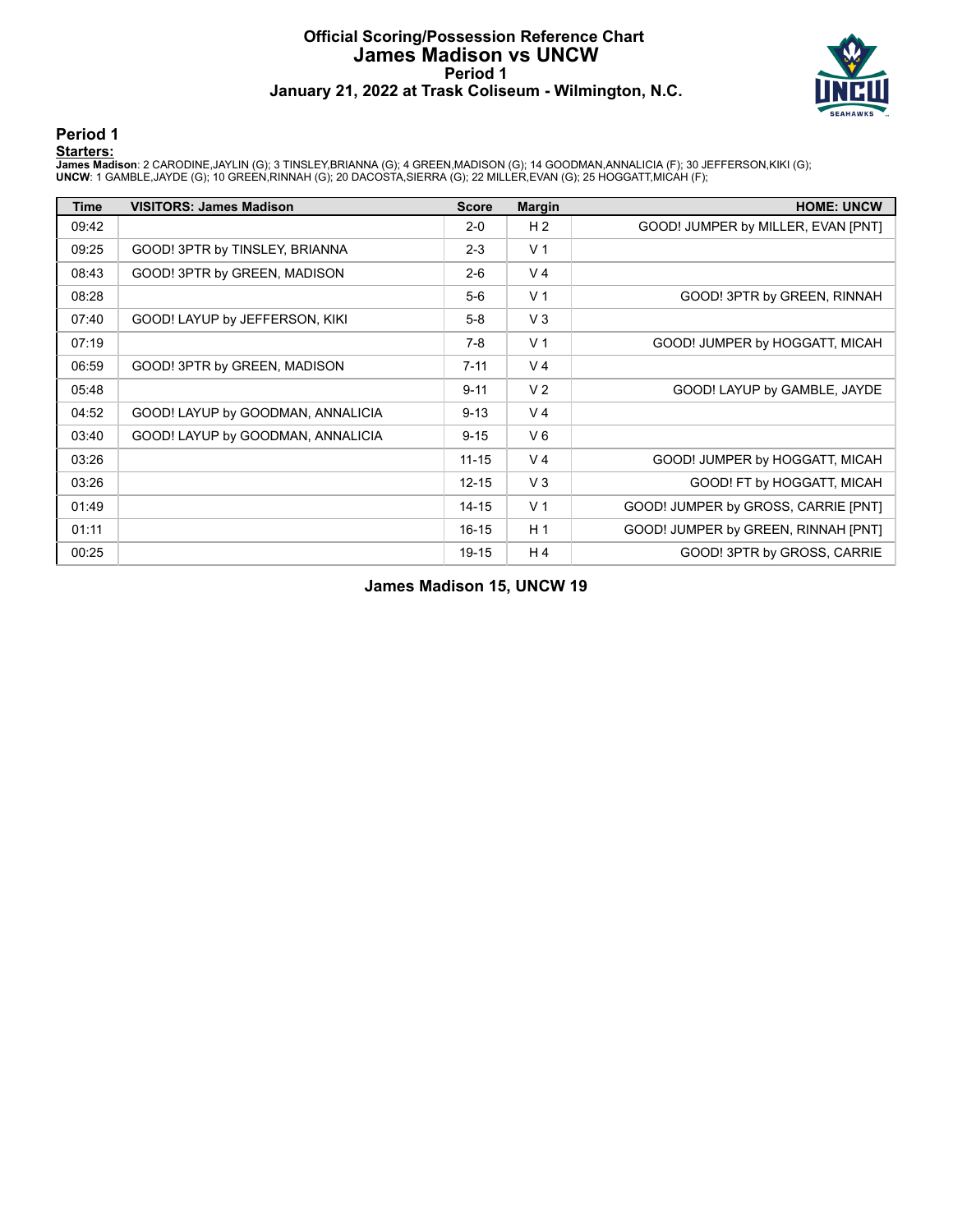# Official Scoring/Possession Reference Chart
# James Madison vs UNCW
## Period 1
## January 21, 2022 at Trask Coliseum - Wilmington, N.C.

### Period 1

**Starters:**

**James Madison**: 2 CARODINE,JAYLIN (G); 3 TINSLEY,BRIANNA (G); 4 GREEN,MADISON (G); 14 GOODMAN,ANNALICIA (F); 30 JEFFERSON,KIKI (G);
**UNCW**: 1 GAMBLE,JAYDE (G); 10 GREEN,RINNAH (G); 20 DACOSTA,SIERRA (G); 22 MILLER,EVAN (G); 25 HOGGATT,MICAH (F);

| Time | VISITORS: James Madison | Score | Margin | HOME: UNCW |
|---|---|---|---|---|
| 09:42 | | 2-0 | H 2 | GOOD! JUMPER by MILLER, EVAN [PNT] |
| 09:25 | GOOD! 3PTR by TINSLEY, BRIANNA | 2-3 | V 1 | |
| 08:43 | GOOD! 3PTR by GREEN, MADISON | 2-6 | V 4 | |
| 08:28 | | 5-6 | V 1 | GOOD! 3PTR by GREEN, RINNAH |
| 07:40 | GOOD! LAYUP by JEFFERSON, KIKI | 5-8 | V 3 | |
| 07:19 | | 7-8 | V 1 | GOOD! JUMPER by HOGGATT, MICAH |
| 06:59 | GOOD! 3PTR by GREEN, MADISON | 7-11 | V 4 | |
| 05:48 | | 9-11 | V 2 | GOOD! LAYUP by GAMBLE, JAYDE |
| 04:52 | GOOD! LAYUP by GOODMAN, ANNALICIA | 9-13 | V 4 | |
| 03:40 | GOOD! LAYUP by GOODMAN, ANNALICIA | 9-15 | V 6 | |
| 03:26 | | 11-15 | V 4 | GOOD! JUMPER by HOGGATT, MICAH |
| 03:26 | | 12-15 | V 3 | GOOD! FT by HOGGATT, MICAH |
| 01:49 | | 14-15 | V 1 | GOOD! JUMPER by GROSS, CARRIE [PNT] |
| 01:11 | | 16-15 | H 1 | GOOD! JUMPER by GREEN, RINNAH [PNT] |
| 00:25 | | 19-15 | H 4 | GOOD! 3PTR by GROSS, CARRIE |

**James Madison 15, UNCW 19**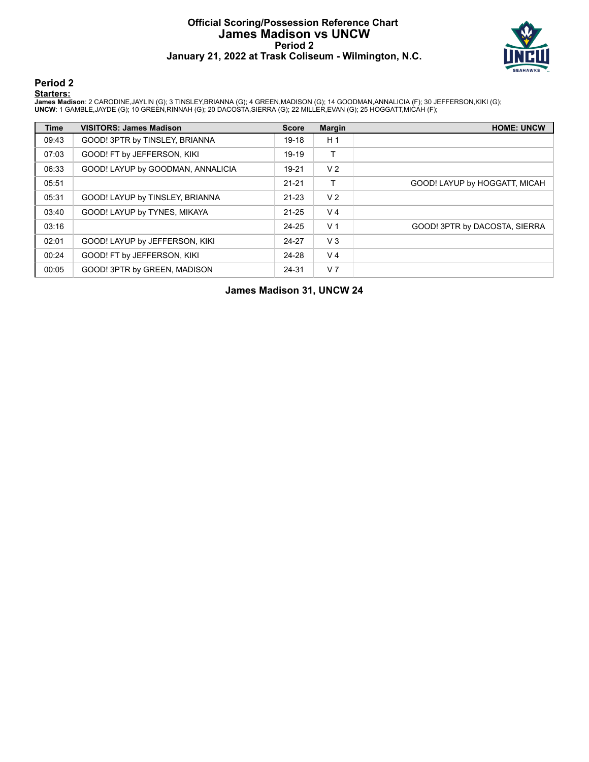# Official Scoring/Possession Reference Chart
# James Madison vs UNCW
## Period 2
## January 21, 2022 at Trask Coliseum - Wilmington, N.C.

### Period 2

**Starters:**

**James Madison**: 2 CARODINE,JAYLIN (G); 3 TINSLEY,BRIANNA (G); 4 GREEN,MADISON (G); 14 GOODMAN,ANNALICIA (F); 30 JEFFERSON,KIKI (G);
**UNCW**: 1 GAMBLE,JAYDE (G); 10 GREEN,RINNAH (G); 20 DACOSTA,SIERRA (G); 22 MILLER,EVAN (G); 25 HOGGATT,MICAH (F);

| Time | VISITORS: James Madison | Score | Margin | HOME: UNCW |
|---|---|---|---|---|
| 09:43 | GOOD! 3PTR by TINSLEY, BRIANNA | 19-18 | H 1 | |
| 07:03 | GOOD! FT by JEFFERSON, KIKI | 19-19 | T | |
| 06:33 | GOOD! LAYUP by GOODMAN, ANNALICIA | 19-21 | V 2 | |
| 05:51 | | 21-21 | T | GOOD! LAYUP by HOGGATT, MICAH |
| 05:31 | GOOD! LAYUP by TINSLEY, BRIANNA | 21-23 | V 2 | |
| 03:40 | GOOD! LAYUP by TYNES, MIKAYA | 21-25 | V 4 | |
| 03:16 | | 24-25 | V 1 | GOOD! 3PTR by DACOSTA, SIERRA |
| 02:01 | GOOD! LAYUP by JEFFERSON, KIKI | 24-27 | V 3 | |
| 00:24 | GOOD! FT by JEFFERSON, KIKI | 24-28 | V 4 | |
| 00:05 | GOOD! 3PTR by GREEN, MADISON | 24-31 | V 7 | |

**James Madison 31, UNCW 24**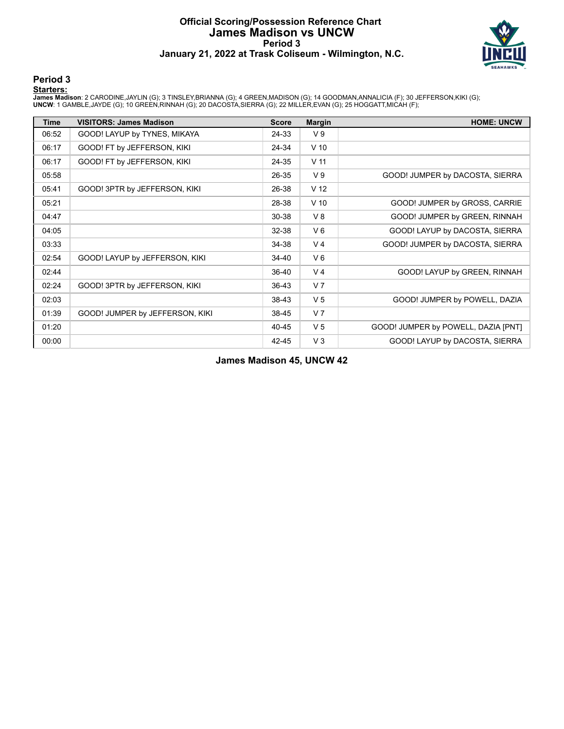# Official Scoring/Possession Reference Chart
# James Madison vs UNCW
## Period 3
### January 21, 2022 at Trask Coliseum - Wilmington, N.C.

## Period 3

**Starters:**

**James Madison**: 2 CARODINE,JAYLIN (G); 3 TINSLEY,BRIANNA (G); 4 GREEN,MADISON (G); 14 GOODMAN,ANNALICIA (F); 30 JEFFERSON,KIKI (G);
**UNCW**: 1 GAMBLE,JAYDE (G); 10 GREEN,RINNAH (G); 20 DACOSTA,SIERRA (G); 22 MILLER,EVAN (G); 25 HOGGATT,MICAH (F);

| Time | VISITORS: James Madison | Score | Margin | HOME: UNCW |
|---|---|---|---|---|
| 06:52 | GOOD! LAYUP by TYNES, MIKAYA | 24-33 | V 9 | |
| 06:17 | GOOD! FT by JEFFERSON, KIKI | 24-34 | V 10 | |
| 06:17 | GOOD! FT by JEFFERSON, KIKI | 24-35 | V 11 | |
| 05:58 | | 26-35 | V 9 | GOOD! JUMPER by DACOSTA, SIERRA |
| 05:41 | GOOD! 3PTR by JEFFERSON, KIKI | 26-38 | V 12 | |
| 05:21 | | 28-38 | V 10 | GOOD! JUMPER by GROSS, CARRIE |
| 04:47 | | 30-38 | V 8 | GOOD! JUMPER by GREEN, RINNAH |
| 04:05 | | 32-38 | V 6 | GOOD! LAYUP by DACOSTA, SIERRA |
| 03:33 | | 34-38 | V 4 | GOOD! JUMPER by DACOSTA, SIERRA |
| 02:54 | GOOD! LAYUP by JEFFERSON, KIKI | 34-40 | V 6 | |
| 02:44 | | 36-40 | V 4 | GOOD! LAYUP by GREEN, RINNAH |
| 02:24 | GOOD! 3PTR by JEFFERSON, KIKI | 36-43 | V 7 | |
| 02:03 | | 38-43 | V 5 | GOOD! JUMPER by POWELL, DAZIA |
| 01:39 | GOOD! JUMPER by JEFFERSON, KIKI | 38-45 | V 7 | |
| 01:20 | | 40-45 | V 5 | GOOD! JUMPER by POWELL, DAZIA [PNT] |
| 00:00 | | 42-45 | V 3 | GOOD! LAYUP by DACOSTA, SIERRA |

**James Madison 45, UNCW 42**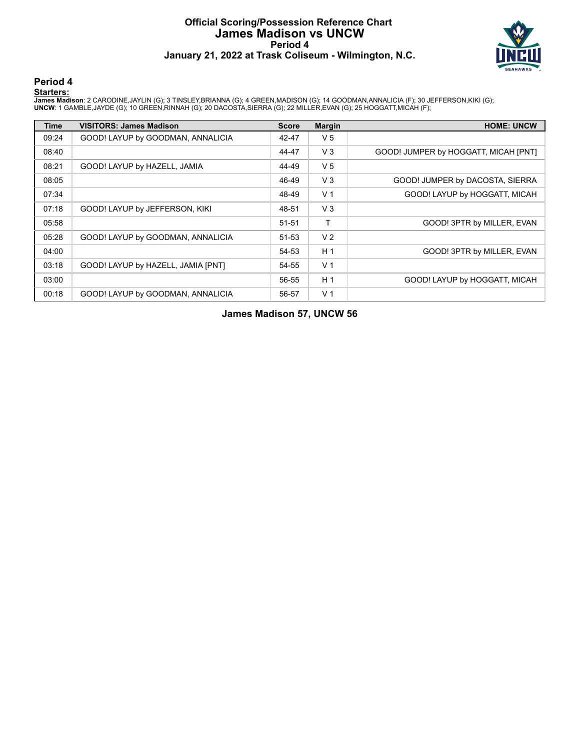# Official Scoring/Possession Reference Chart
## James Madison vs UNCW
### Period 4
### January 21, 2022 at Trask Coliseum - Wilmington, N.C.

## Period 4

**Starters:**

**James Madison**: 2 CARODINE,JAYLIN (G); 3 TINSLEY,BRIANNA (G); 4 GREEN,MADISON (G); 14 GOODMAN,ANNALICIA (F); 30 JEFFERSON,KIKI (G);
**UNCW**: 1 GAMBLE,JAYDE (G); 10 GREEN,RINNAH (G); 20 DACOSTA,SIERRA (G); 22 MILLER,EVAN (G); 25 HOGGATT,MICAH (F);

| Time | VISITORS: James Madison | Score | Margin | HOME: UNCW |
|---|---|---|---|---|
| 09:24 | GOOD! LAYUP by GOODMAN, ANNALICIA | 42-47 | V 5 | |
| 08:40 | | 44-47 | V 3 | GOOD! JUMPER by HOGGATT, MICAH [PNT] |
| 08:21 | GOOD! LAYUP by HAZELL, JAMIA | 44-49 | V 5 | |
| 08:05 | | 46-49 | V 3 | GOOD! JUMPER by DACOSTA, SIERRA |
| 07:34 | | 48-49 | V 1 | GOOD! LAYUP by HOGGATT, MICAH |
| 07:18 | GOOD! LAYUP by JEFFERSON, KIKI | 48-51 | V 3 | |
| 05:58 | | 51-51 | T | GOOD! 3PTR by MILLER, EVAN |
| 05:28 | GOOD! LAYUP by GOODMAN, ANNALICIA | 51-53 | V 2 | |
| 04:00 | | 54-53 | H 1 | GOOD! 3PTR by MILLER, EVAN |
| 03:18 | GOOD! LAYUP by HAZELL, JAMIA [PNT] | 54-55 | V 1 | |
| 03:00 | | 56-55 | H 1 | GOOD! LAYUP by HOGGATT, MICAH |
| 00:18 | GOOD! LAYUP by GOODMAN, ANNALICIA | 56-57 | V 1 | |

**James Madison 57, UNCW 56**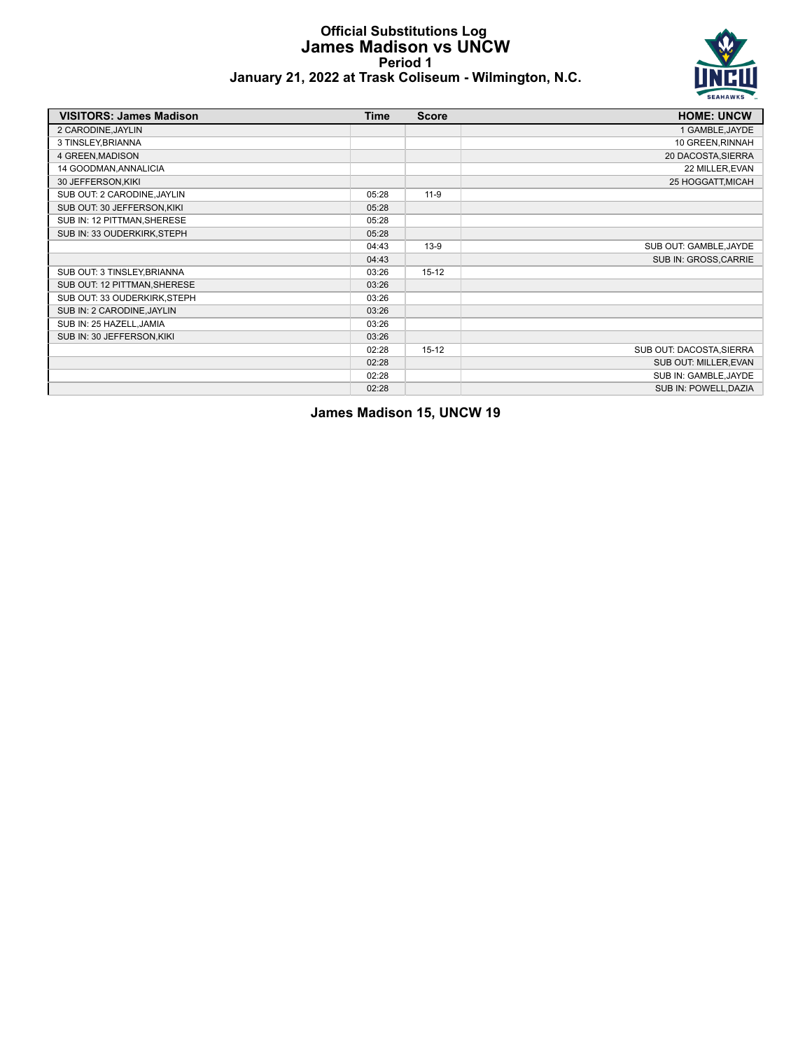# Official Substitutions Log
## James Madison vs UNCW
### Period 1
### January 21, 2022 at Trask Coliseum - Wilmington, N.C.

| VISITORS: James Madison | Time | Score | HOME: UNCW |
|---|---|---|---|
| 2 CARODINE,JAYLIN | | | 1 GAMBLE,JAYDE |
| 3 TINSLEY,BRIANNA | | | 10 GREEN,RINNAH |
| 4 GREEN,MADISON | | | 20 DACOSTA,SIERRA |
| 14 GOODMAN,ANNALICIA | | | 22 MILLER,EVAN |
| 30 JEFFERSON,KIKI | | | 25 HOGGATT,MICAH |
| SUB OUT: 2 CARODINE,JAYLIN | 05:28 | 11-9 | |
| SUB OUT: 30 JEFFERSON,KIKI | 05:28 | | |
| SUB IN: 12 PITTMAN,SHERESE | 05:28 | | |
| SUB IN: 33 OUDERKIRK,STEPH | 05:28 | | |
| | 04:43 | 13-9 | SUB OUT: GAMBLE,JAYDE |
| | 04:43 | | SUB IN: GROSS,CARRIE |
| SUB OUT: 3 TINSLEY,BRIANNA | 03:26 | 15-12 | |
| SUB OUT: 12 PITTMAN,SHERESE | 03:26 | | |
| SUB OUT: 33 OUDERKIRK,STEPH | 03:26 | | |
| SUB IN: 2 CARODINE,JAYLIN | 03:26 | | |
| SUB IN: 25 HAZELL,JAMIA | 03:26 | | |
| SUB IN: 30 JEFFERSON,KIKI | 03:26 | | |
| | 02:28 | 15-12 | SUB OUT: DACOSTA,SIERRA |
| | 02:28 | | SUB OUT: MILLER,EVAN |
| | 02:28 | | SUB IN: GAMBLE,JAYDE |
| | 02:28 | | SUB IN: POWELL,DAZIA |

**James Madison 15, UNCW 19**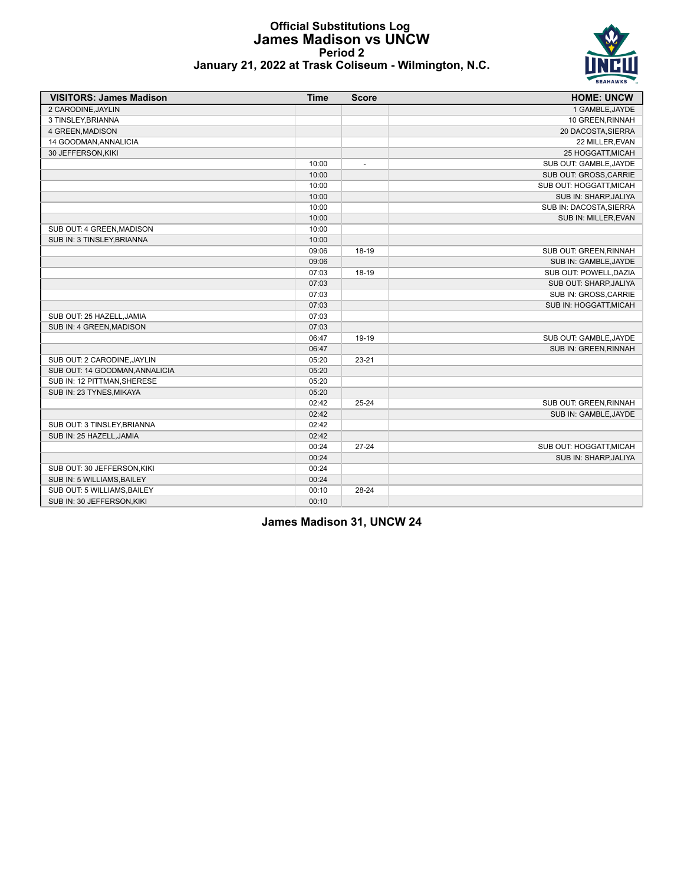# Official Substitutions Log
## James Madison vs UNCW
### Period 2
### January 21, 2022 at Trask Coliseum - Wilmington, N.C.

| VISITORS: James Madison | Time | Score | HOME: UNCW |
|---|---|---|---|
| 2 CARODINE,JAYLIN | | | 1 GAMBLE,JAYDE |
| 3 TINSLEY,BRIANNA | | | 10 GREEN,RINNAH |
| 4 GREEN,MADISON | | | 20 DACOSTA,SIERRA |
| 14 GOODMAN,ANNALICIA | | | 22 MILLER,EVAN |
| 30 JEFFERSON,KIKI | | | 25 HOGGATT,MICAH |
| | 10:00 | - | SUB OUT: GAMBLE,JAYDE |
| | 10:00 | | SUB OUT: GROSS,CARRIE |
| | 10:00 | | SUB OUT: HOGGATT,MICAH |
| | 10:00 | | SUB IN: SHARP,JALIYA |
| | 10:00 | | SUB IN: DACOSTA,SIERRA |
| | 10:00 | | SUB IN: MILLER,EVAN |
| SUB OUT: 4 GREEN,MADISON | 10:00 | | |
| SUB IN: 3 TINSLEY,BRIANNA | 10:00 | | |
| | 09:06 | 18-19 | SUB OUT: GREEN,RINNAH |
| | 09:06 | | SUB IN: GAMBLE,JAYDE |
| | 07:03 | 18-19 | SUB OUT: POWELL,DAZIA |
| | 07:03 | | SUB OUT: SHARP,JALIYA |
| | 07:03 | | SUB IN: GROSS,CARRIE |
| | 07:03 | | SUB IN: HOGGATT,MICAH |
| SUB OUT: 25 HAZELL,JAMIA | 07:03 | | |
| SUB IN: 4 GREEN,MADISON | 07:03 | | |
| | 06:47 | 19-19 | SUB OUT: GAMBLE,JAYDE |
| | 06:47 | | SUB IN: GREEN,RINNAH |
| SUB OUT: 2 CARODINE,JAYLIN | 05:20 | 23-21 | |
| SUB OUT: 14 GOODMAN,ANNALICIA | 05:20 | | |
| SUB IN: 12 PITTMAN,SHERESE | 05:20 | | |
| SUB IN: 23 TYNES,MIKAYA | 05:20 | | |
| | 02:42 | 25-24 | SUB OUT: GREEN,RINNAH |
| | 02:42 | | SUB IN: GAMBLE,JAYDE |
| SUB OUT: 3 TINSLEY,BRIANNA | 02:42 | | |
| SUB IN: 25 HAZELL,JAMIA | 02:42 | | |
| | 00:24 | 27-24 | SUB OUT: HOGGATT,MICAH |
| | 00:24 | | SUB IN: SHARP,JALIYA |
| SUB OUT: 30 JEFFERSON,KIKI | 00:24 | | |
| SUB IN: 5 WILLIAMS,BAILEY | 00:24 | | |
| SUB OUT: 5 WILLIAMS,BAILEY | 00:10 | 28-24 | |
| SUB IN: 30 JEFFERSON,KIKI | 00:10 | | |

**James Madison 31, UNCW 24**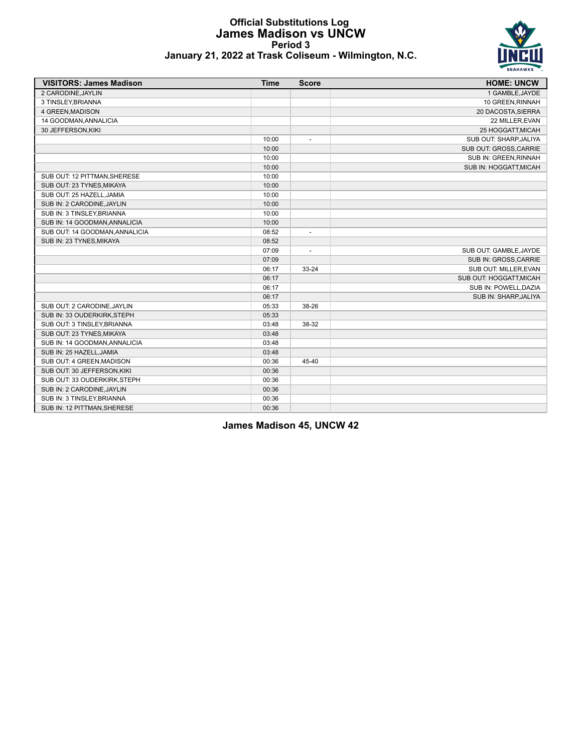# Official Substitutions Log
## James Madison vs UNCW
### Period 3
### January 21, 2022 at Trask Coliseum - Wilmington, N.C.

| VISITORS: James Madison | Time | Score | HOME: UNCW |
|---|---|---|---|
| 2 CARODINE,JAYLIN | | | 1 GAMBLE,JAYDE |
| 3 TINSLEY,BRIANNA | | | 10 GREEN,RINNAH |
| 4 GREEN,MADISON | | | 20 DACOSTA,SIERRA |
| 14 GOODMAN,ANNALICIA | | | 22 MILLER,EVAN |
| 30 JEFFERSON,KIKI | | | 25 HOGGATT,MICAH |
| | 10:00 | - | SUB OUT: SHARP,JALIYA |
| | 10:00 | | SUB OUT: GROSS,CARRIE |
| | 10:00 | | SUB IN: GREEN,RINNAH |
| | 10:00 | | SUB IN: HOGGATT,MICAH |
| SUB OUT: 12 PITTMAN,SHERESE | 10:00 | | |
| SUB OUT: 23 TYNES,MIKAYA | 10:00 | | |
| SUB OUT: 25 HAZELL,JAMIA | 10:00 | | |
| SUB IN: 2 CARODINE,JAYLIN | 10:00 | | |
| SUB IN: 3 TINSLEY,BRIANNA | 10:00 | | |
| SUB IN: 14 GOODMAN,ANNALICIA | 10:00 | | |
| SUB OUT: 14 GOODMAN,ANNALICIA | 08:52 | - | |
| SUB IN: 23 TYNES,MIKAYA | 08:52 | | |
| | 07:09 | - | SUB OUT: GAMBLE,JAYDE |
| | 07:09 | | SUB IN: GROSS,CARRIE |
| | 06:17 | 33-24 | SUB OUT: MILLER,EVAN |
| | 06:17 | | SUB OUT: HOGGATT,MICAH |
| | 06:17 | | SUB IN: POWELL,DAZIA |
| | 06:17 | | SUB IN: SHARP,JALIYA |
| SUB OUT: 2 CARODINE,JAYLIN | 05:33 | 38-26 | |
| SUB IN: 33 OUDERKIRK,STEPH | 05:33 | | |
| SUB OUT: 3 TINSLEY,BRIANNA | 03:48 | 38-32 | |
| SUB OUT: 23 TYNES,MIKAYA | 03:48 | | |
| SUB IN: 14 GOODMAN,ANNALICIA | 03:48 | | |
| SUB IN: 25 HAZELL,JAMIA | 03:48 | | |
| SUB OUT: 4 GREEN,MADISON | 00:36 | 45-40 | |
| SUB OUT: 30 JEFFERSON,KIKI | 00:36 | | |
| SUB OUT: 33 OUDERKIRK,STEPH | 00:36 | | |
| SUB IN: 2 CARODINE,JAYLIN | 00:36 | | |
| SUB IN: 3 TINSLEY,BRIANNA | 00:36 | | |
| SUB IN: 12 PITTMAN,SHERESE | 00:36 | | |

**James Madison 45, UNCW 42**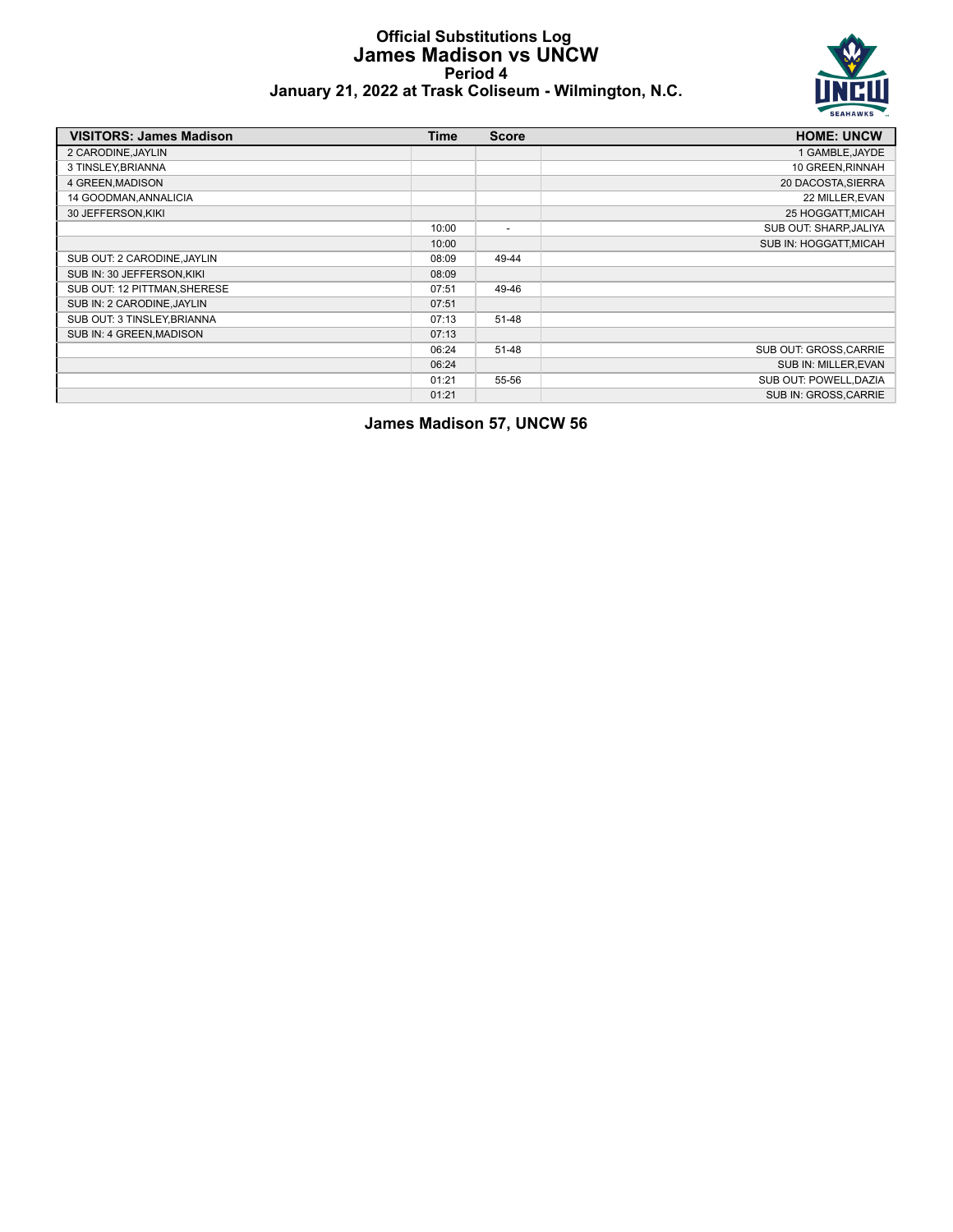# Official Substitutions Log
## James Madison vs UNCW
### Period 4
### January 21, 2022 at Trask Coliseum - Wilmington, N.C.

| VISITORS: James Madison | Time | Score | HOME: UNCW |
|---|---|---|---|
| 2 CARODINE,JAYLIN | | | 1 GAMBLE,JAYDE |
| 3 TINSLEY,BRIANNA | | | 10 GREEN,RINNAH |
| 4 GREEN,MADISON | | | 20 DACOSTA,SIERRA |
| 14 GOODMAN,ANNALICIA | | | 22 MILLER,EVAN |
| 30 JEFFERSON,KIKI | | | 25 HOGGATT,MICAH |
| | 10:00 | - | SUB OUT: SHARP,JALIYA |
| | 10:00 | | SUB IN: HOGGATT,MICAH |
| SUB OUT: 2 CARODINE,JAYLIN | 08:09 | 49-44 | |
| SUB IN: 30 JEFFERSON,KIKI | 08:09 | | |
| SUB OUT: 12 PITTMAN,SHERESE | 07:51 | 49-46 | |
| SUB IN: 2 CARODINE,JAYLIN | 07:51 | | |
| SUB OUT: 3 TINSLEY,BRIANNA | 07:13 | 51-48 | |
| SUB IN: 4 GREEN,MADISON | 07:13 | | |
| | 06:24 | 51-48 | SUB OUT: GROSS,CARRIE |
| | 06:24 | | SUB IN: MILLER,EVAN |
| | 01:21 | 55-56 | SUB OUT: POWELL,DAZIA |
| | 01:21 | | SUB IN: GROSS,CARRIE |

**James Madison 57, UNCW 56**